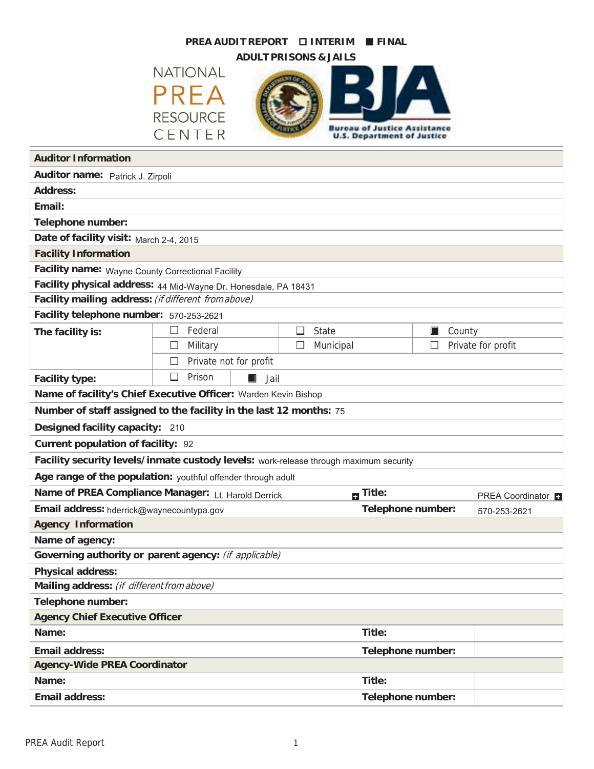# PREA AUDIT REPORT ☐ INTERIM ■ FINAL

## ADULT PRISONS & JAILS

NATIONAL PREA RESOURCE CENTER

Bureau of Justice Assistance
U.S. Department of Justice

| **Auditor Information** | | | | |
|---|---|---|---|---|
| **Auditor name:** Patrick J. Zirpoli | | | | |
| **Address:** | | | | |
| **Email:** | | | | |
| **Telephone number:** | | | | |
| **Date of facility visit:** March 2-4, 2015 | | | | |
| **Facility Information** | | | | |
| **Facility name:** Wayne County Correctional Facility | | | | |
| **Facility physical address:** 44 Mid-Wayne Dr. Honesdale, PA 18431 | | | | |
| **Facility mailing address:** *(if different from above)* | | | | |
| **Facility telephone number:** 570-253-2621 | | | | |
| **The facility is:** | ☐ Federal | ☐ State | ■ County | |
| | ☐ Military | ☐ Municipal | ☐ Private for profit | |
| | ☐ Private not for profit | | | |
| **Facility type:** | ☐ Prison | ■ Jail | | |
| **Name of facility's Chief Executive Officer:** Warden Kevin Bishop | | | | |
| **Number of staff assigned to the facility in the last 12 months:** 75 | | | | |
| **Designed facility capacity:** 210 | | | | |
| **Current population of facility:** 92 | | | | |
| **Facility security levels/inmate custody levels:** work-release through maximum security | | | | |
| **Age range of the population:** youthful offender through adult | | | | |
| **Name of PREA Compliance Manager:** Lt. Harold Derrick | | **Title:** | PREA Coordinator | |
| **Email address:** hderrick@waynecountypa.gov | | **Telephone number:** | 570-253-2621 | |
| **Agency Information** | | | | |
| **Name of agency:** | | | | |
| **Governing authority or parent agency:** *(if applicable)* | | | | |
| **Physical address:** | | | | |
| **Mailing address:** *(if different from above)* | | | | |
| **Telephone number:** | | | | |
| **Agency Chief Executive Officer** | | | | |
| **Name:** | | **Title:** | | |
| **Email address:** | | **Telephone number:** | | |
| **Agency-Wide PREA Coordinator** | | | | |
| **Name:** | | **Title:** | | |
| **Email address:** | | **Telephone number:** | | |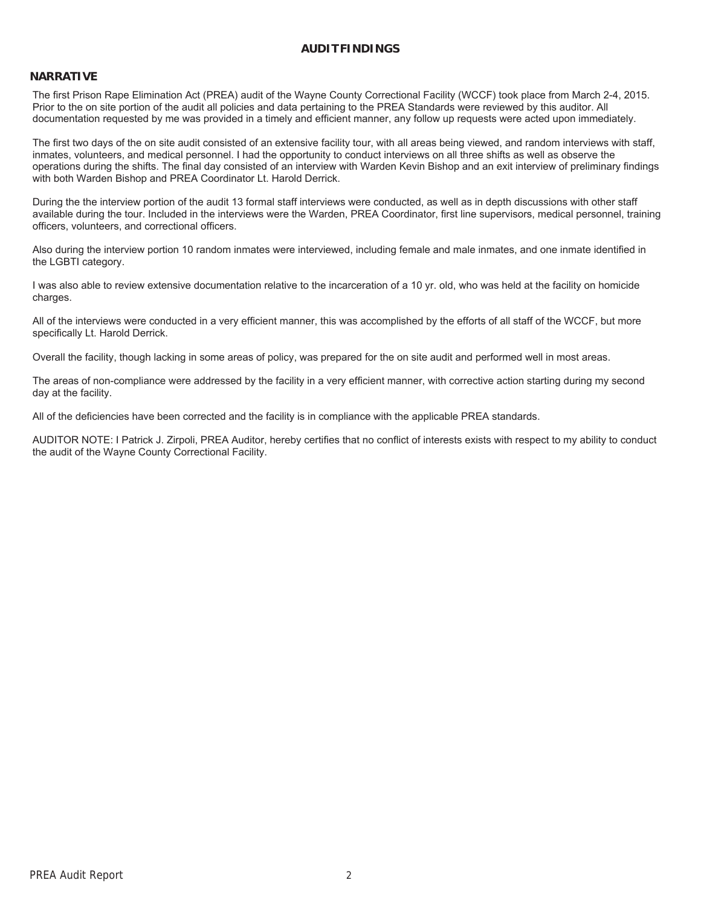# AUDIT FINDINGS

## NARRATIVE

The first Prison Rape Elimination Act (PREA) audit of the Wayne County Correctional Facility (WCCF) took place from March 2-4, 2015. Prior to the on site portion of the audit all policies and data pertaining to the PREA Standards were reviewed by this auditor. All documentation requested by me was provided in a timely and efficient manner, any follow up requests were acted upon immediately.

The first two days of the on site audit consisted of an extensive facility tour, with all areas being viewed, and random interviews with staff, inmates, volunteers, and medical personnel. I had the opportunity to conduct interviews on all three shifts as well as observe the operations during the shifts. The final day consisted of an interview with Warden Kevin Bishop and an exit interview of preliminary findings with both Warden Bishop and PREA Coordinator Lt. Harold Derrick.

During the the interview portion of the audit 13 formal staff interviews were conducted, as well as in depth discussions with other staff available during the tour. Included in the interviews were the Warden, PREA Coordinator, first line supervisors, medical personnel, training officers, volunteers, and correctional officers.

Also during the interview portion 10 random inmates were interviewed, including female and male inmates, and one inmate identified in the LGBTI category.

I was also able to review extensive documentation relative to the incarceration of a 10 yr. old, who was held at the facility on homicide charges.

All of the interviews were conducted in a very efficient manner, this was accomplished by the efforts of all staff of the WCCF, but more specifically Lt. Harold Derrick.

Overall the facility, though lacking in some areas of policy, was prepared for the on site audit and performed well in most areas.

The areas of non-compliance were addressed by the facility in a very efficient manner, with corrective action starting during my second day at the facility.

All of the deficiencies have been corrected and the facility is in compliance with the applicable PREA standards.

AUDITOR NOTE: I Patrick J. Zirpoli, PREA Auditor, hereby certifies that no conflict of interests exists with respect to my ability to conduct the audit of the Wayne County Correctional Facility.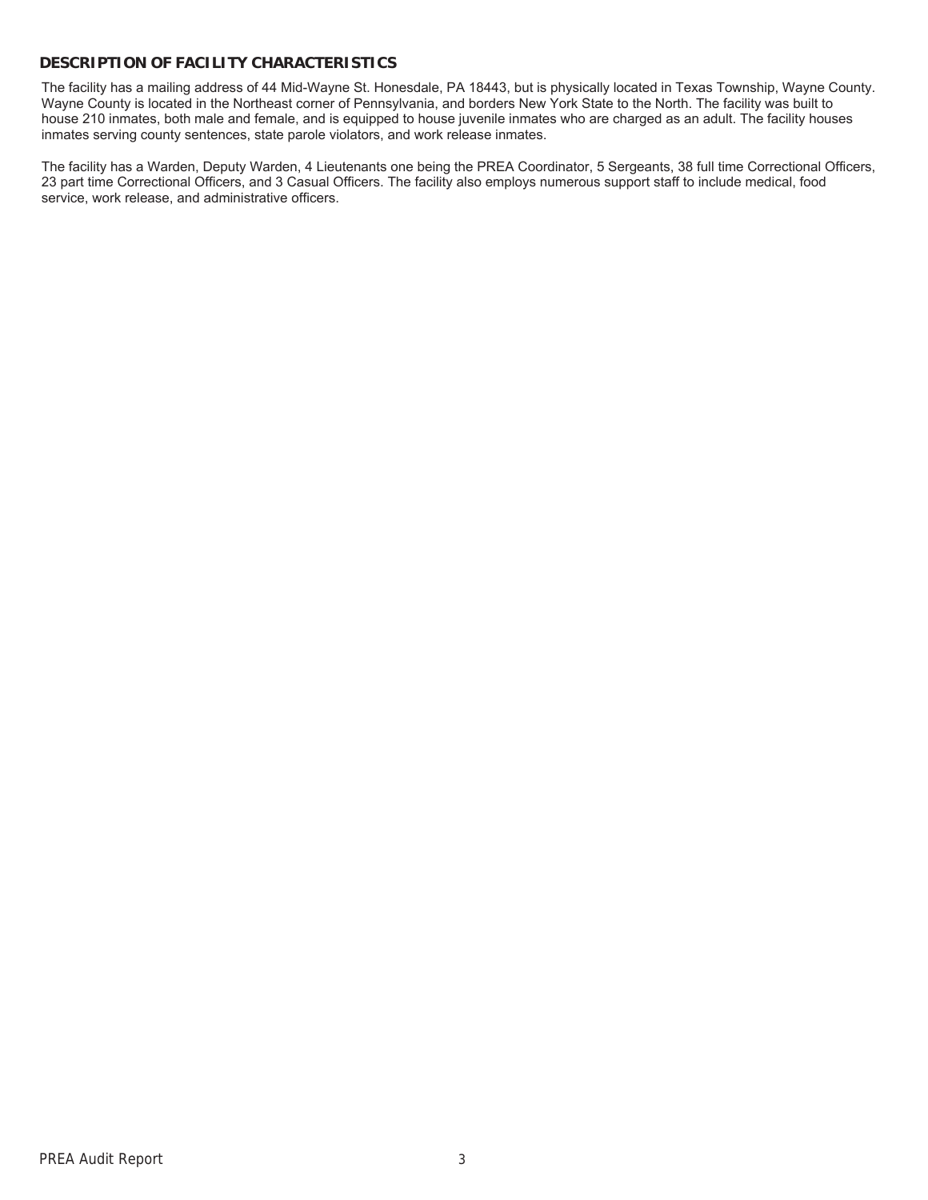## DESCRIPTION OF FACILITY CHARACTERISTICS

The facility has a mailing address of 44 Mid-Wayne St. Honesdale, PA 18443, but is physically located in Texas Township, Wayne County. Wayne County is located in the Northeast corner of Pennsylvania, and borders New York State to the North. The facility was built to house 210 inmates, both male and female, and is equipped to house juvenile inmates who are charged as an adult. The facility houses inmates serving county sentences, state parole violators, and work release inmates.

The facility has a Warden, Deputy Warden, 4 Lieutenants one being the PREA Coordinator, 5 Sergeants, 38 full time Correctional Officers, 23 part time Correctional Officers, and 3 Casual Officers. The facility also employs numerous support staff to include medical, food service, work release, and administrative officers.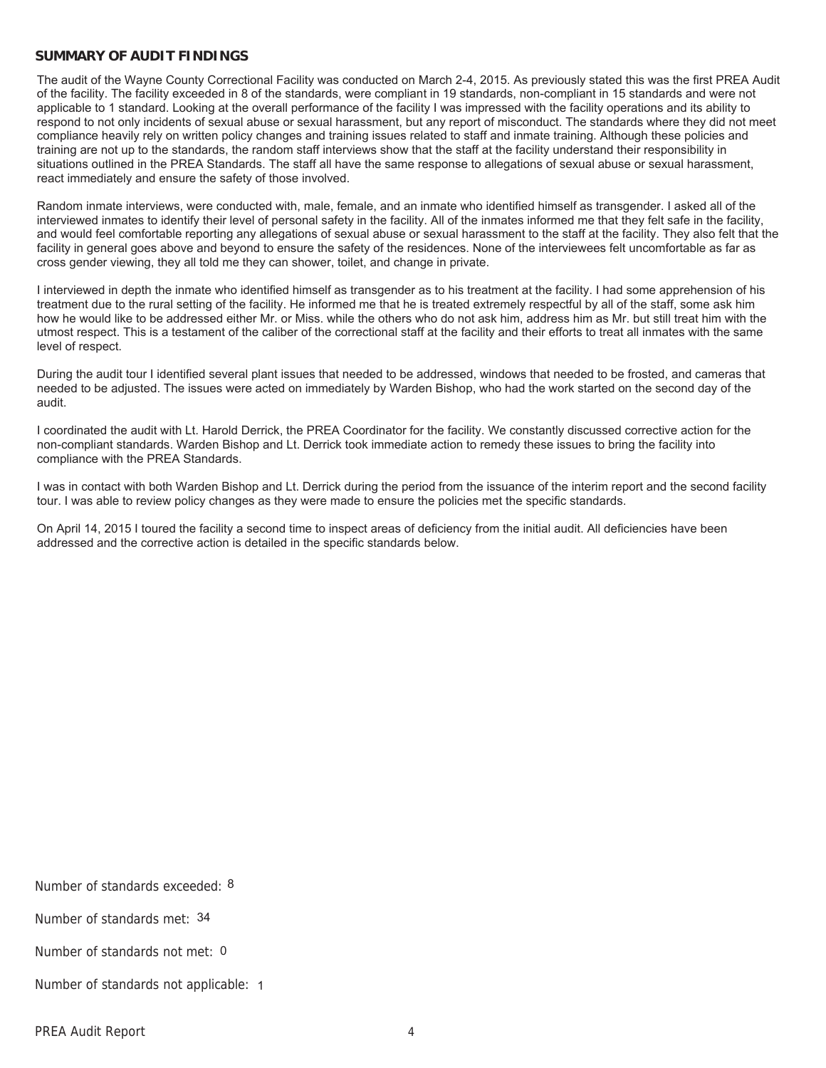## SUMMARY OF AUDIT FINDINGS

The audit of the Wayne County Correctional Facility was conducted on March 2-4, 2015. As previously stated this was the first PREA Audit of the facility. The facility exceeded in 8 of the standards, were compliant in 19 standards, non-compliant in 15 standards and were not applicable to 1 standard. Looking at the overall performance of the facility I was impressed with the facility operations and its ability to respond to not only incidents of sexual abuse or sexual harassment, but any report of misconduct. The standards where they did not meet compliance heavily rely on written policy changes and training issues related to staff and inmate training. Although these policies and training are not up to the standards, the random staff interviews show that the staff at the facility understand their responsibility in situations outlined in the PREA Standards. The staff all have the same response to allegations of sexual abuse or sexual harassment, react immediately and ensure the safety of those involved.

Random inmate interviews, were conducted with, male, female, and an inmate who identified himself as transgender. I asked all of the interviewed inmates to identify their level of personal safety in the facility. All of the inmates informed me that they felt safe in the facility, and would feel comfortable reporting any allegations of sexual abuse or sexual harassment to the staff at the facility. They also felt that the facility in general goes above and beyond to ensure the safety of the residences. None of the interviewees felt uncomfortable as far as cross gender viewing, they all told me they can shower, toilet, and change in private.

I interviewed in depth the inmate who identified himself as transgender as to his treatment at the facility. I had some apprehension of his treatment due to the rural setting of the facility. He informed me that he is treated extremely respectful by all of the staff, some ask him how he would like to be addressed either Mr. or Miss. while the others who do not ask him, address him as Mr. but still treat him with the utmost respect. This is a testament of the caliber of the correctional staff at the facility and their efforts to treat all inmates with the same level of respect.

During the audit tour I identified several plant issues that needed to be addressed, windows that needed to be frosted, and cameras that needed to be adjusted. The issues were acted on immediately by Warden Bishop, who had the work started on the second day of the audit.

I coordinated the audit with Lt. Harold Derrick, the PREA Coordinator for the facility. We constantly discussed corrective action for the non-compliant standards. Warden Bishop and Lt. Derrick took immediate action to remedy these issues to bring the facility into compliance with the PREA Standards.

I was in contact with both Warden Bishop and Lt. Derrick during the period from the issuance of the interim report and the second facility tour. I was able to review policy changes as they were made to ensure the policies met the specific standards.

On April 14, 2015 I toured the facility a second time to inspect areas of deficiency from the initial audit. All deficiencies have been addressed and the corrective action is detailed in the specific standards below.

Number of standards exceeded: 8

Number of standards met: 34

Number of standards not met: 0

Number of standards not applicable: 1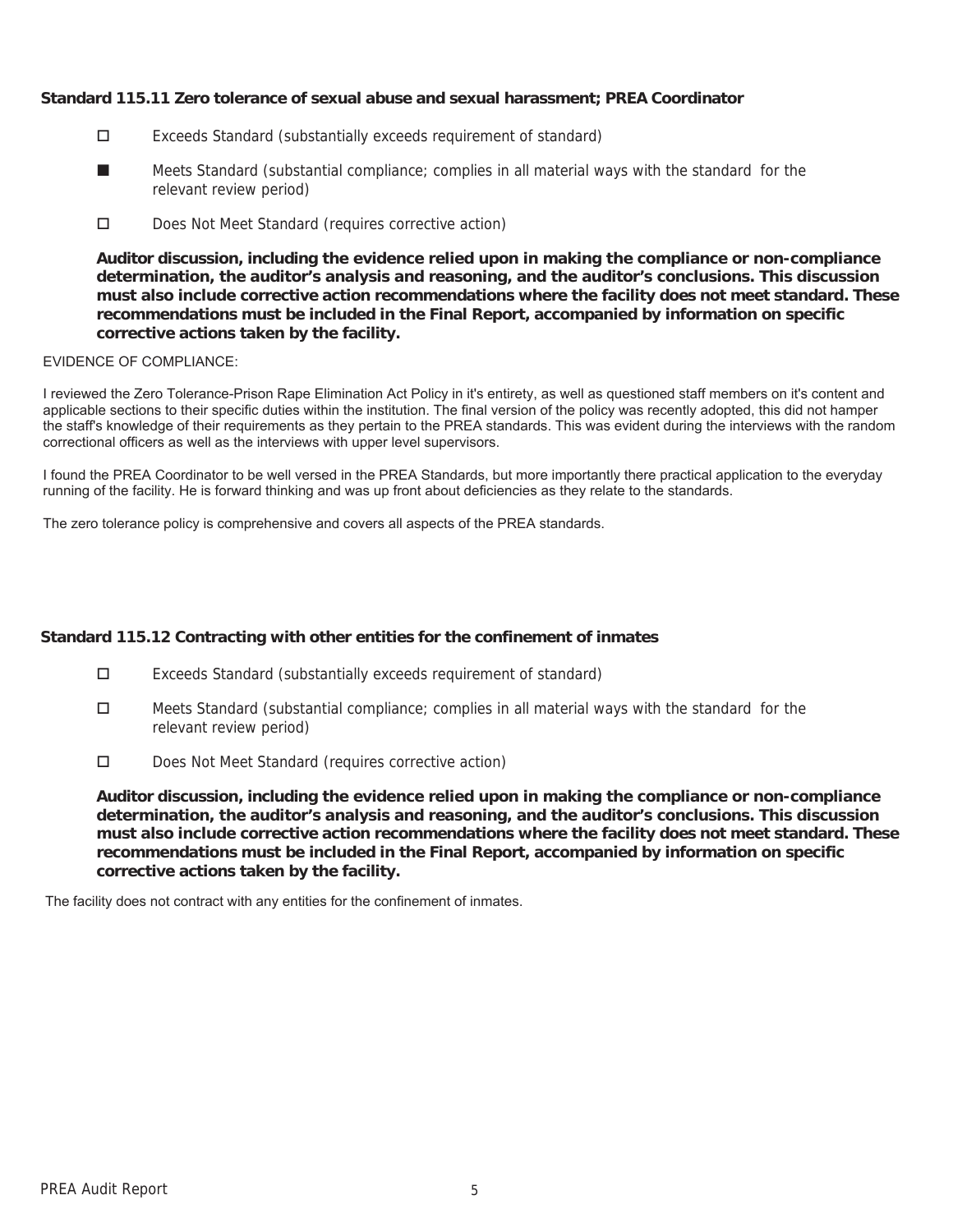### Standard 115.11 Zero tolerance of sexual abuse and sexual harassment; PREA Coordinator

- ☐ Exceeds Standard (substantially exceeds requirement of standard)
- ■ Meets Standard (substantial compliance; complies in all material ways with the standard for the relevant review period)
- ☐ Does Not Meet Standard (requires corrective action)

**Auditor discussion, including the evidence relied upon in making the compliance or non-compliance determination, the auditor's analysis and reasoning, and the auditor's conclusions. This discussion must also include corrective action recommendations where the facility does not meet standard. These recommendations must be included in the Final Report, accompanied by information on specific corrective actions taken by the facility.**

EVIDENCE OF COMPLIANCE:

I reviewed the Zero Tolerance-Prison Rape Elimination Act Policy in it's entirety, as well as questioned staff members on it's content and applicable sections to their specific duties within the institution. The final version of the policy was recently adopted, this did not hamper the staff's knowledge of their requirements as they pertain to the PREA standards. This was evident during the interviews with the random correctional officers as well as the interviews with upper level supervisors.

I found the PREA Coordinator to be well versed in the PREA Standards, but more importantly there practical application to the everyday running of the facility. He is forward thinking and was up front about deficiencies as they relate to the standards.

The zero tolerance policy is comprehensive and covers all aspects of the PREA standards.

### Standard 115.12 Contracting with other entities for the confinement of inmates

- ☐ Exceeds Standard (substantially exceeds requirement of standard)
- ☐ Meets Standard (substantial compliance; complies in all material ways with the standard for the relevant review period)
- ☐ Does Not Meet Standard (requires corrective action)

**Auditor discussion, including the evidence relied upon in making the compliance or non-compliance determination, the auditor's analysis and reasoning, and the auditor's conclusions. This discussion must also include corrective action recommendations where the facility does not meet standard. These recommendations must be included in the Final Report, accompanied by information on specific corrective actions taken by the facility.**

The facility does not contract with any entities for the confinement of inmates.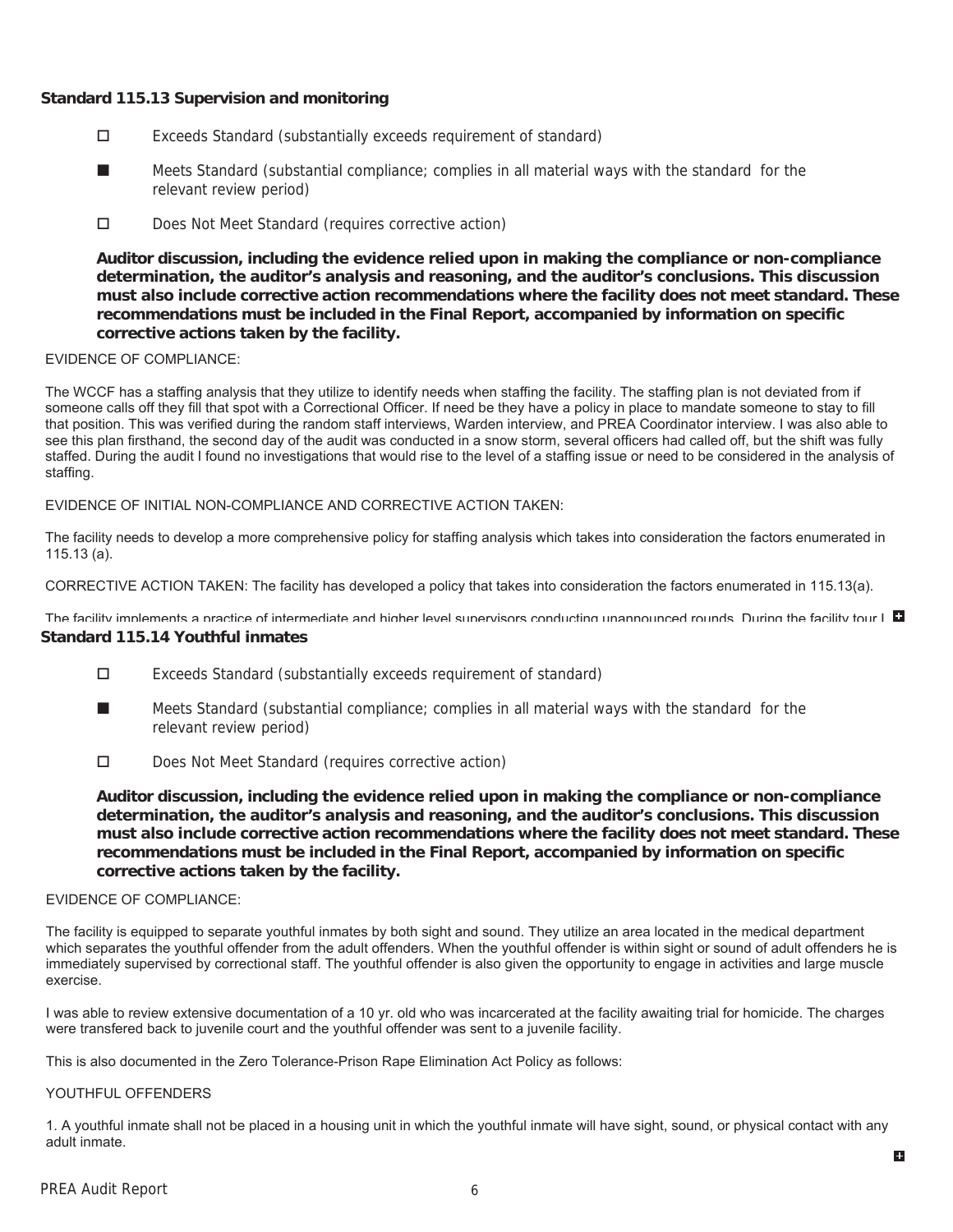### Standard 115.13 Supervision and monitoring

- ☐ Exceeds Standard (substantially exceeds requirement of standard)
- ■ Meets Standard (substantial compliance; complies in all material ways with the standard for the relevant review period)
- ☐ Does Not Meet Standard (requires corrective action)

**Auditor discussion, including the evidence relied upon in making the compliance or non-compliance determination, the auditor's analysis and reasoning, and the auditor's conclusions. This discussion must also include corrective action recommendations where the facility does not meet standard. These recommendations must be included in the Final Report, accompanied by information on specific corrective actions taken by the facility.**

EVIDENCE OF COMPLIANCE:

The WCCF has a staffing analysis that they utilize to identify needs when staffing the facility. The staffing plan is not deviated from if someone calls off they fill that spot with a Correctional Officer. If need be they have a policy in place to mandate someone to stay to fill that position. This was verified during the random staff interviews, Warden interview, and PREA Coordinator interview. I was also able to see this plan firsthand, the second day of the audit was conducted in a snow storm, several officers had called off, but the shift was fully staffed. During the audit I found no investigations that would rise to the level of a staffing issue or need to be considered in the analysis of staffing.

EVIDENCE OF INITIAL NON-COMPLIANCE AND CORRECTIVE ACTION TAKEN:

The facility needs to develop a more comprehensive policy for staffing analysis which takes into consideration the factors enumerated in 115.13 (a).

CORRECTIVE ACTION TAKEN: The facility has developed a policy that takes into consideration the factors enumerated in 115.13(a).

The facility implements a practice of intermediate and higher level supervisors conducting unannounced rounds. During the facility tour I

### Standard 115.14 Youthful inmates

- ☐ Exceeds Standard (substantially exceeds requirement of standard)
- ■ Meets Standard (substantial compliance; complies in all material ways with the standard for the relevant review period)
- ☐ Does Not Meet Standard (requires corrective action)

**Auditor discussion, including the evidence relied upon in making the compliance or non-compliance determination, the auditor's analysis and reasoning, and the auditor's conclusions. This discussion must also include corrective action recommendations where the facility does not meet standard. These recommendations must be included in the Final Report, accompanied by information on specific corrective actions taken by the facility.**

EVIDENCE OF COMPLIANCE:

The facility is equipped to separate youthful inmates by both sight and sound. They utilize an area located in the medical department which separates the youthful offender from the adult offenders. When the youthful offender is within sight or sound of adult offenders he is immediately supervised by correctional staff. The youthful offender is also given the opportunity to engage in activities and large muscle exercise.

I was able to review extensive documentation of a 10 yr. old who was incarcerated at the facility awaiting trial for homicide. The charges were transfered back to juvenile court and the youthful offender was sent to a juvenile facility.

This is also documented in the Zero Tolerance-Prison Rape Elimination Act Policy as follows:

YOUTHFUL OFFENDERS

1. A youthful inmate shall not be placed in a housing unit in which the youthful inmate will have sight, sound, or physical contact with any adult inmate.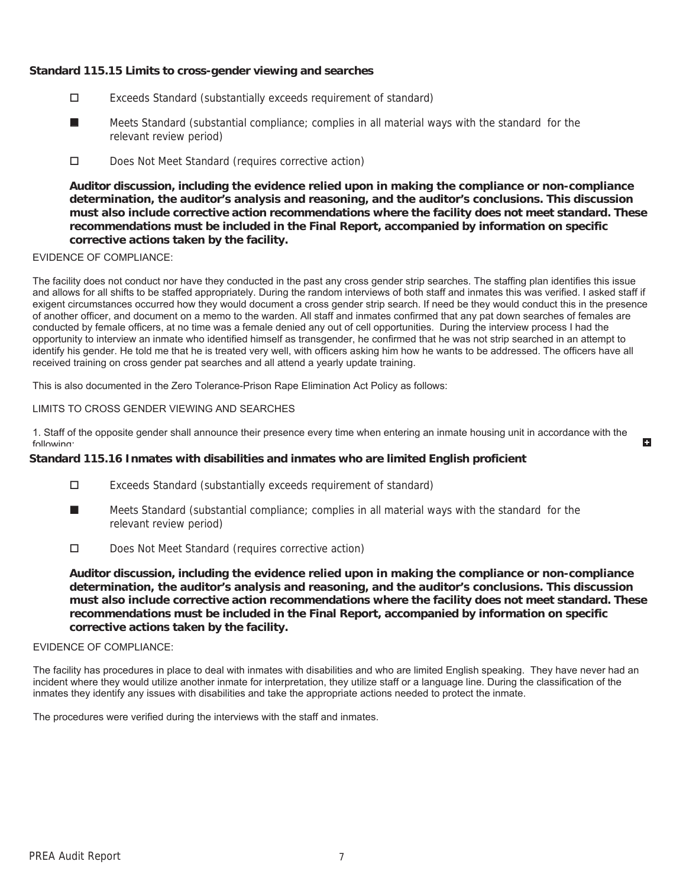### Standard 115.15 Limits to cross-gender viewing and searches

- ☐ Exceeds Standard (substantially exceeds requirement of standard)
- ■ Meets Standard (substantial compliance; complies in all material ways with the standard for the relevant review period)
- ☐ Does Not Meet Standard (requires corrective action)

**Auditor discussion, including the evidence relied upon in making the compliance or non-compliance determination, the auditor's analysis and reasoning, and the auditor's conclusions. This discussion must also include corrective action recommendations where the facility does not meet standard. These recommendations must be included in the Final Report, accompanied by information on specific corrective actions taken by the facility.**

EVIDENCE OF COMPLIANCE:

The facility does not conduct nor have they conducted in the past any cross gender strip searches. The staffing plan identifies this issue and allows for all shifts to be staffed appropriately. During the random interviews of both staff and inmates this was verified. I asked staff if exigent circumstances occurred how they would document a cross gender strip search. If need be they would conduct this in the presence of another officer, and document on a memo to the warden. All staff and inmates confirmed that any pat down searches of females are conducted by female officers, at no time was a female denied any out of cell opportunities. During the interview process I had the opportunity to interview an inmate who identified himself as transgender, he confirmed that he was not strip searched in an attempt to identify his gender. He told me that he is treated very well, with officers asking him how he wants to be addressed. The officers have all received training on cross gender pat searches and all attend a yearly update training.

This is also documented in the Zero Tolerance-Prison Rape Elimination Act Policy as follows:

LIMITS TO CROSS GENDER VIEWING AND SEARCHES

1. Staff of the opposite gender shall announce their presence every time when entering an inmate housing unit in accordance with the following:

### Standard 115.16 Inmates with disabilities and inmates who are limited English proficient

- ☐ Exceeds Standard (substantially exceeds requirement of standard)
- ■ Meets Standard (substantial compliance; complies in all material ways with the standard for the relevant review period)
- ☐ Does Not Meet Standard (requires corrective action)

**Auditor discussion, including the evidence relied upon in making the compliance or non-compliance determination, the auditor's analysis and reasoning, and the auditor's conclusions. This discussion must also include corrective action recommendations where the facility does not meet standard. These recommendations must be included in the Final Report, accompanied by information on specific corrective actions taken by the facility.**

EVIDENCE OF COMPLIANCE:

The facility has procedures in place to deal with inmates with disabilities and who are limited English speaking. They have never had an incident where they would utilize another inmate for interpretation, they utilize staff or a language line. During the classification of the inmates they identify any issues with disabilities and take the appropriate actions needed to protect the inmate.

The procedures were verified during the interviews with the staff and inmates.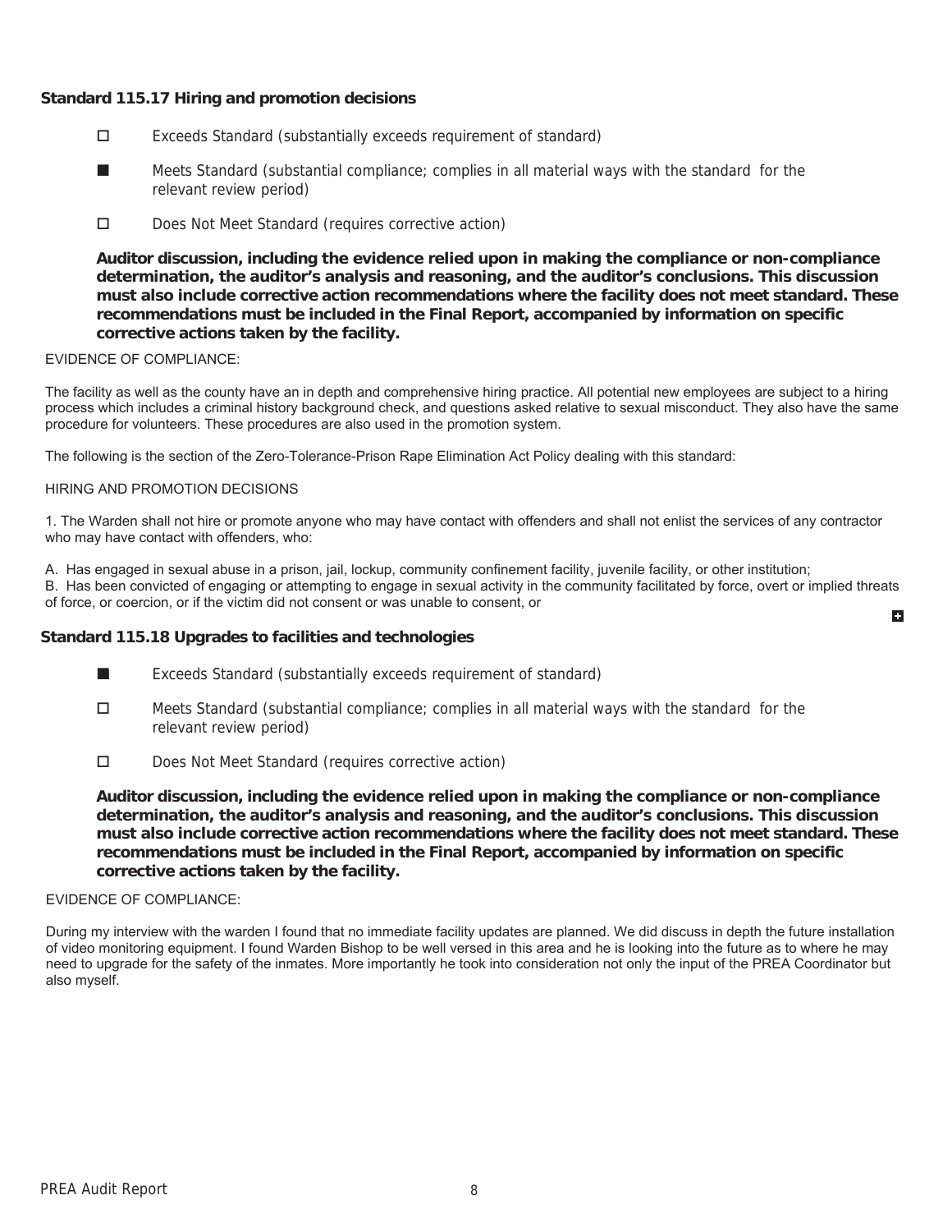### Standard 115.17 Hiring and promotion decisions

- ☐ Exceeds Standard (substantially exceeds requirement of standard)
- ■ Meets Standard (substantial compliance; complies in all material ways with the standard for the relevant review period)
- ☐ Does Not Meet Standard (requires corrective action)

**Auditor discussion, including the evidence relied upon in making the compliance or non-compliance determination, the auditor's analysis and reasoning, and the auditor's conclusions. This discussion must also include corrective action recommendations where the facility does not meet standard. These recommendations must be included in the Final Report, accompanied by information on specific corrective actions taken by the facility.**

EVIDENCE OF COMPLIANCE:

The facility as well as the county have an in depth and comprehensive hiring practice. All potential new employees are subject to a hiring process which includes a criminal history background check, and questions asked relative to sexual misconduct. They also have the same procedure for volunteers. These procedures are also used in the promotion system.

The following is the section of the Zero-Tolerance-Prison Rape Elimination Act Policy dealing with this standard:

HIRING AND PROMOTION DECISIONS

1. The Warden shall not hire or promote anyone who may have contact with offenders and shall not enlist the services of any contractor who may have contact with offenders, who:

A. Has engaged in sexual abuse in a prison, jail, lockup, community confinement facility, juvenile facility, or other institution;
B. Has been convicted of engaging or attempting to engage in sexual activity in the community facilitated by force, overt or implied threats of force, or coercion, or if the victim did not consent or was unable to consent, or

### Standard 115.18 Upgrades to facilities and technologies

- ■ Exceeds Standard (substantially exceeds requirement of standard)
- ☐ Meets Standard (substantial compliance; complies in all material ways with the standard for the relevant review period)
- ☐ Does Not Meet Standard (requires corrective action)

**Auditor discussion, including the evidence relied upon in making the compliance or non-compliance determination, the auditor's analysis and reasoning, and the auditor's conclusions. This discussion must also include corrective action recommendations where the facility does not meet standard. These recommendations must be included in the Final Report, accompanied by information on specific corrective actions taken by the facility.**

EVIDENCE OF COMPLIANCE:

During my interview with the warden I found that no immediate facility updates are planned. We did discuss in depth the future installation of video monitoring equipment. I found Warden Bishop to be well versed in this area and he is looking into the future as to where he may need to upgrade for the safety of the inmates. More importantly he took into consideration not only the input of the PREA Coordinator but also myself.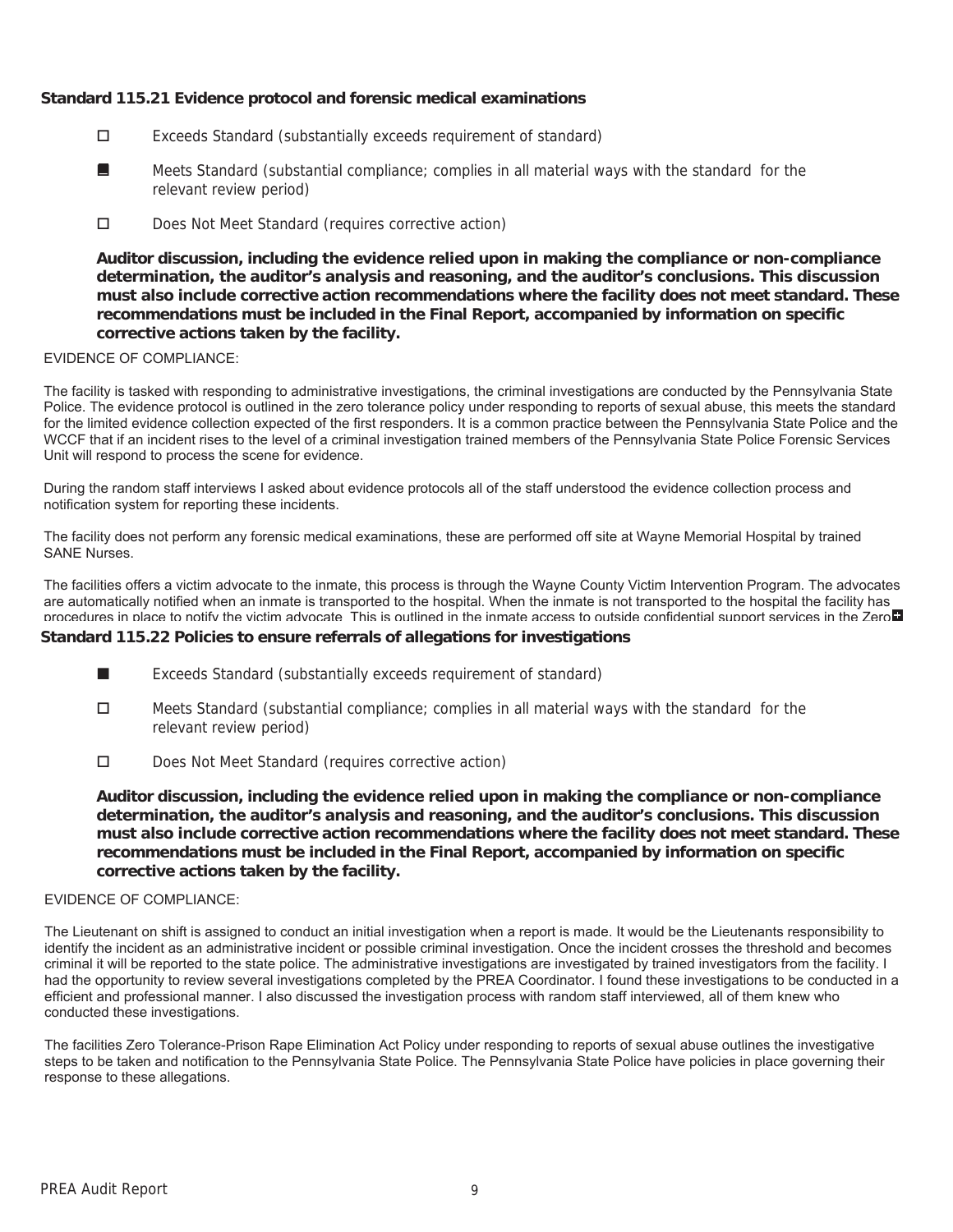**Standard 115.21 Evidence protocol and forensic medical examinations**

- ☐ Exceeds Standard (substantially exceeds requirement of standard)
- ■ Meets Standard (substantial compliance; complies in all material ways with the standard for the relevant review period)
- ☐ Does Not Meet Standard (requires corrective action)

**Auditor discussion, including the evidence relied upon in making the compliance or non-compliance determination, the auditor's analysis and reasoning, and the auditor's conclusions. This discussion must also include corrective action recommendations where the facility does not meet standard. These recommendations must be included in the Final Report, accompanied by information on specific corrective actions taken by the facility.**

EVIDENCE OF COMPLIANCE:

The facility is tasked with responding to administrative investigations, the criminal investigations are conducted by the Pennsylvania State Police. The evidence protocol is outlined in the zero tolerance policy under responding to reports of sexual abuse, this meets the standard for the limited evidence collection expected of the first responders. It is a common practice between the Pennsylvania State Police and the WCCF that if an incident rises to the level of a criminal investigation trained members of the Pennsylvania State Police Forensic Services Unit will respond to process the scene for evidence.

During the random staff interviews I asked about evidence protocols all of the staff understood the evidence collection process and notification system for reporting these incidents.

The facility does not perform any forensic medical examinations, these are performed off site at Wayne Memorial Hospital by trained SANE Nurses.

The facilities offers a victim advocate to the inmate, this process is through the Wayne County Victim Intervention Program. The advocates are automatically notified when an inmate is transported to the hospital. When the inmate is not transported to the hospital the facility has procedures in place to notify the victim advocate. This is outlined in the inmate access to outside confidential support services in the Zero

**Standard 115.22 Policies to ensure referrals of allegations for investigations**

- ■ Exceeds Standard (substantially exceeds requirement of standard)
- ☐ Meets Standard (substantial compliance; complies in all material ways with the standard for the relevant review period)
- ☐ Does Not Meet Standard (requires corrective action)

**Auditor discussion, including the evidence relied upon in making the compliance or non-compliance determination, the auditor's analysis and reasoning, and the auditor's conclusions. This discussion must also include corrective action recommendations where the facility does not meet standard. These recommendations must be included in the Final Report, accompanied by information on specific corrective actions taken by the facility.**

EVIDENCE OF COMPLIANCE:

The Lieutenant on shift is assigned to conduct an initial investigation when a report is made. It would be the Lieutenants responsibility to identify the incident as an administrative incident or possible criminal investigation. Once the incident crosses the threshold and becomes criminal it will be reported to the state police. The administrative investigations are investigated by trained investigators from the facility. I had the opportunity to review several investigations completed by the PREA Coordinator. I found these investigations to be conducted in a efficient and professional manner. I also discussed the investigation process with random staff interviewed, all of them knew who conducted these investigations.

The facilities Zero Tolerance-Prison Rape Elimination Act Policy under responding to reports of sexual abuse outlines the investigative steps to be taken and notification to the Pennsylvania State Police. The Pennsylvania State Police have policies in place governing their response to these allegations.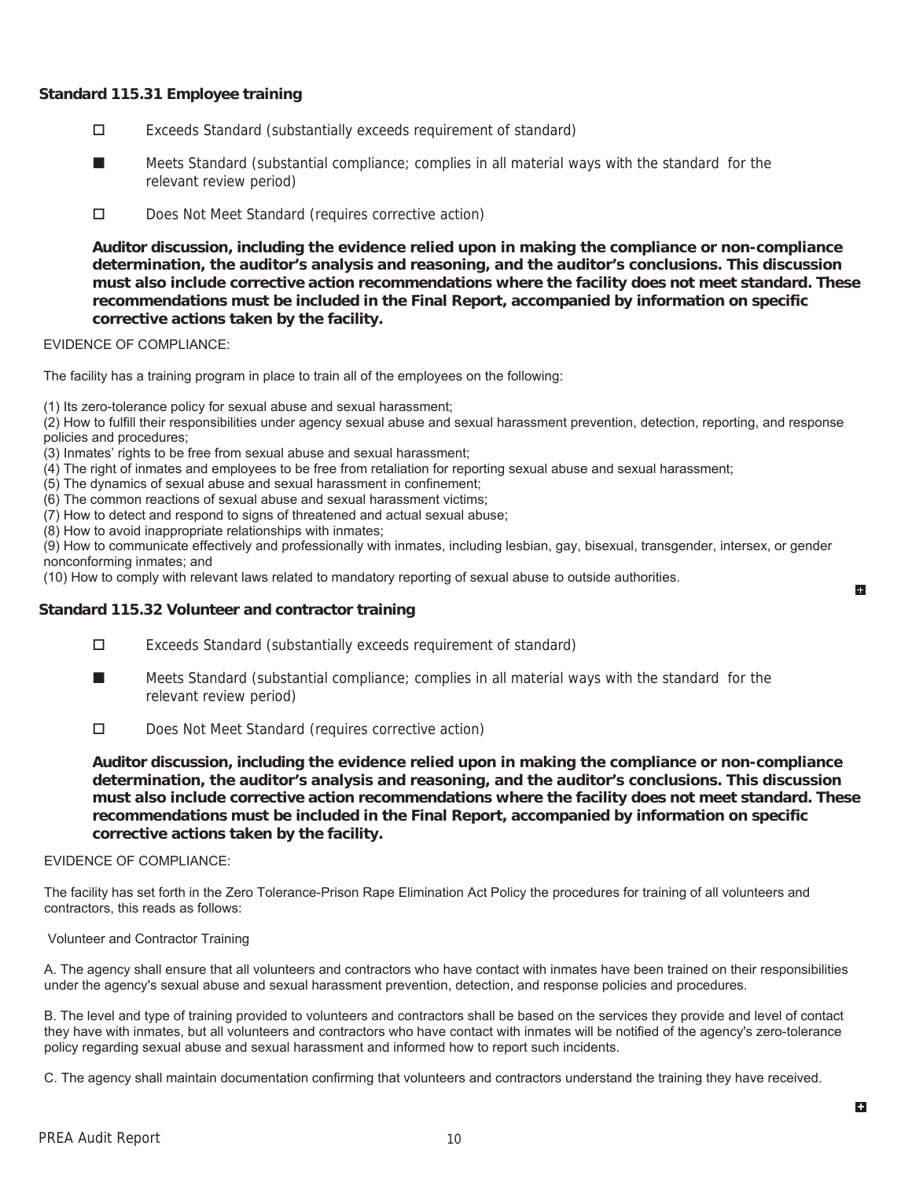### Standard 115.31 Employee training

- ☐ Exceeds Standard (substantially exceeds requirement of standard)
- ■ Meets Standard (substantial compliance; complies in all material ways with the standard for the relevant review period)
- ☐ Does Not Meet Standard (requires corrective action)

**Auditor discussion, including the evidence relied upon in making the compliance or non-compliance determination, the auditor's analysis and reasoning, and the auditor's conclusions. This discussion must also include corrective action recommendations where the facility does not meet standard. These recommendations must be included in the Final Report, accompanied by information on specific corrective actions taken by the facility.**

EVIDENCE OF COMPLIANCE:

The facility has a training program in place to train all of the employees on the following:

(1) Its zero-tolerance policy for sexual abuse and sexual harassment;
(2) How to fulfill their responsibilities under agency sexual abuse and sexual harassment prevention, detection, reporting, and response policies and procedures;
(3) Inmates' rights to be free from sexual abuse and sexual harassment;
(4) The right of inmates and employees to be free from retaliation for reporting sexual abuse and sexual harassment;
(5) The dynamics of sexual abuse and sexual harassment in confinement;
(6) The common reactions of sexual abuse and sexual harassment victims;
(7) How to detect and respond to signs of threatened and actual sexual abuse;
(8) How to avoid inappropriate relationships with inmates;
(9) How to communicate effectively and professionally with inmates, including lesbian, gay, bisexual, transgender, intersex, or gender nonconforming inmates; and
(10) How to comply with relevant laws related to mandatory reporting of sexual abuse to outside authorities.

### Standard 115.32 Volunteer and contractor training

- ☐ Exceeds Standard (substantially exceeds requirement of standard)
- ■ Meets Standard (substantial compliance; complies in all material ways with the standard for the relevant review period)
- ☐ Does Not Meet Standard (requires corrective action)

**Auditor discussion, including the evidence relied upon in making the compliance or non-compliance determination, the auditor's analysis and reasoning, and the auditor's conclusions. This discussion must also include corrective action recommendations where the facility does not meet standard. These recommendations must be included in the Final Report, accompanied by information on specific corrective actions taken by the facility.**

EVIDENCE OF COMPLIANCE:

The facility has set forth in the Zero Tolerance-Prison Rape Elimination Act Policy the procedures for training of all volunteers and contractors, this reads as follows:

Volunteer and Contractor Training

A. The agency shall ensure that all volunteers and contractors who have contact with inmates have been trained on their responsibilities under the agency's sexual abuse and sexual harassment prevention, detection, and response policies and procedures.

B. The level and type of training provided to volunteers and contractors shall be based on the services they provide and level of contact they have with inmates, but all volunteers and contractors who have contact with inmates will be notified of the agency's zero-tolerance policy regarding sexual abuse and sexual harassment and informed how to report such incidents.

C. The agency shall maintain documentation confirming that volunteers and contractors understand the training they have received.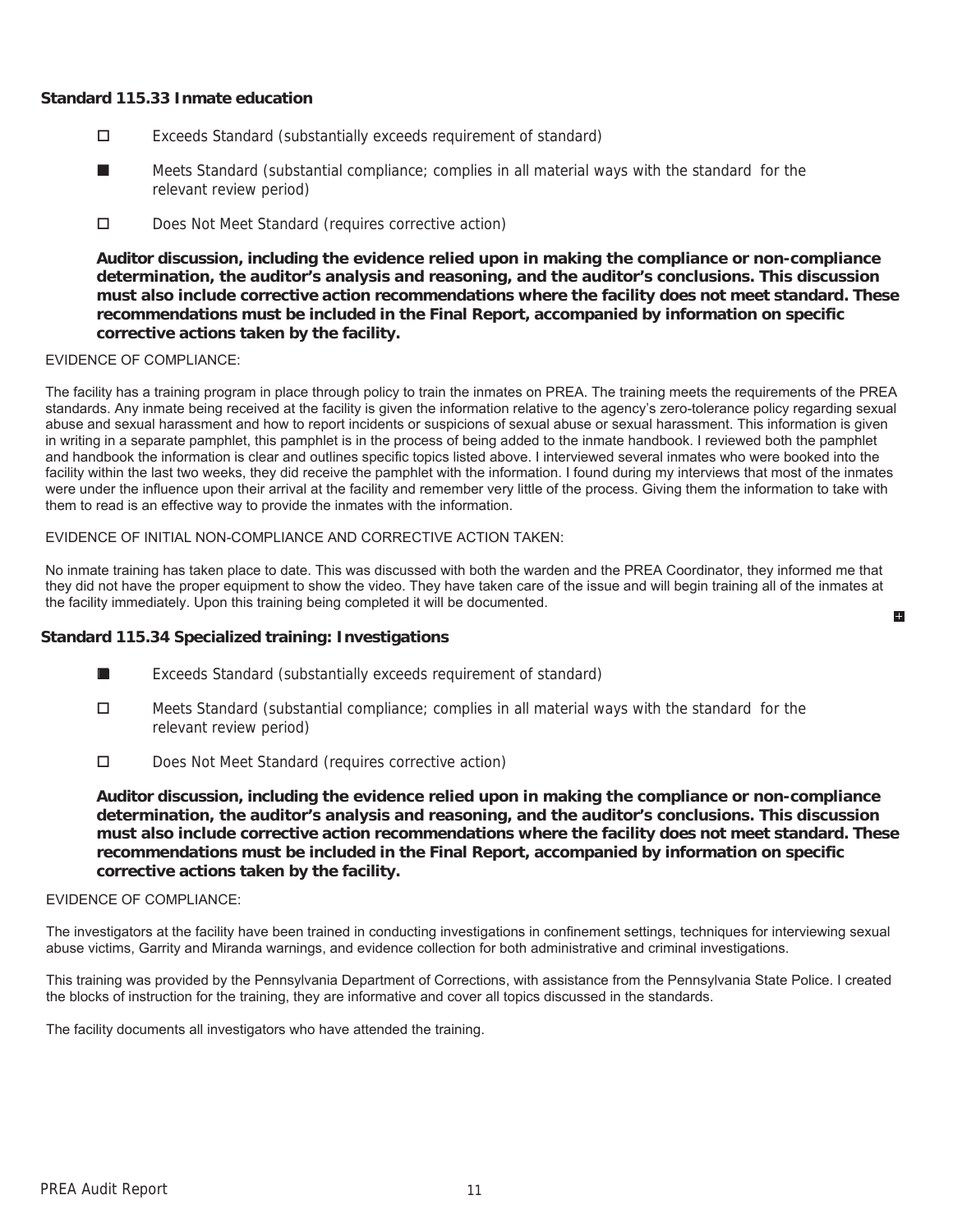### Standard 115.33 Inmate education

- ☐ Exceeds Standard (substantially exceeds requirement of standard)
- ■ Meets Standard (substantial compliance; complies in all material ways with the standard for the relevant review period)
- ☐ Does Not Meet Standard (requires corrective action)

**Auditor discussion, including the evidence relied upon in making the compliance or non-compliance determination, the auditor's analysis and reasoning, and the auditor's conclusions. This discussion must also include corrective action recommendations where the facility does not meet standard. These recommendations must be included in the Final Report, accompanied by information on specific corrective actions taken by the facility.**

EVIDENCE OF COMPLIANCE:

The facility has a training program in place through policy to train the inmates on PREA. The training meets the requirements of the PREA standards. Any inmate being received at the facility is given the information relative to the agency's zero-tolerance policy regarding sexual abuse and sexual harassment and how to report incidents or suspicions of sexual abuse or sexual harassment. This information is given in writing in a separate pamphlet, this pamphlet is in the process of being added to the inmate handbook. I reviewed both the pamphlet and handbook the information is clear and outlines specific topics listed above. I interviewed several inmates who were booked into the facility within the last two weeks, they did receive the pamphlet with the information. I found during my interviews that most of the inmates were under the influence upon their arrival at the facility and remember very little of the process. Giving them the information to take with them to read is an effective way to provide the inmates with the information.

EVIDENCE OF INITIAL NON-COMPLIANCE AND CORRECTIVE ACTION TAKEN:

No inmate training has taken place to date. This was discussed with both the warden and the PREA Coordinator, they informed me that they did not have the proper equipment to show the video. They have taken care of the issue and will begin training all of the inmates at the facility immediately. Upon this training being completed it will be documented.

### Standard 115.34 Specialized training: Investigations

- ■ Exceeds Standard (substantially exceeds requirement of standard)
- ☐ Meets Standard (substantial compliance; complies in all material ways with the standard for the relevant review period)
- ☐ Does Not Meet Standard (requires corrective action)

**Auditor discussion, including the evidence relied upon in making the compliance or non-compliance determination, the auditor's analysis and reasoning, and the auditor's conclusions. This discussion must also include corrective action recommendations where the facility does not meet standard. These recommendations must be included in the Final Report, accompanied by information on specific corrective actions taken by the facility.**

EVIDENCE OF COMPLIANCE:

The investigators at the facility have been trained in conducting investigations in confinement settings, techniques for interviewing sexual abuse victims, Garrity and Miranda warnings, and evidence collection for both administrative and criminal investigations.

This training was provided by the Pennsylvania Department of Corrections, with assistance from the Pennsylvania State Police. I created the blocks of instruction for the training, they are informative and cover all topics discussed in the standards.

The facility documents all investigators who have attended the training.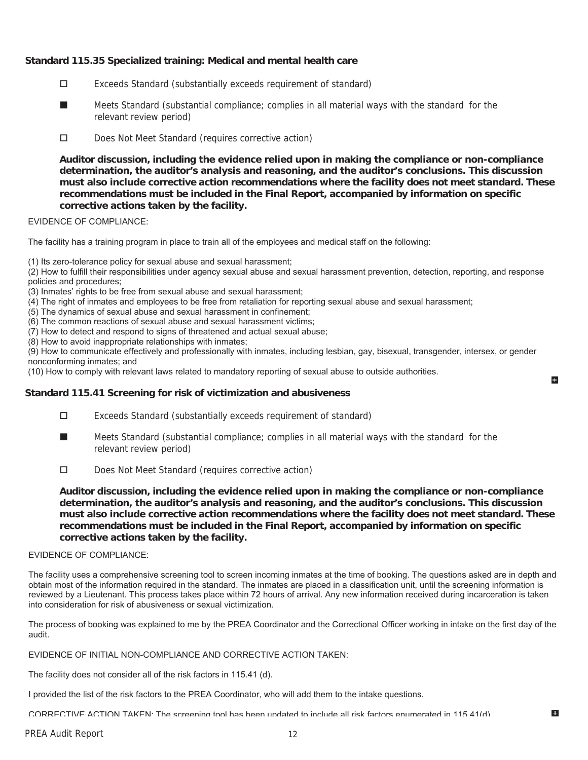### Standard 115.35 Specialized training: Medical and mental health care

- ☐ Exceeds Standard (substantially exceeds requirement of standard)
- ■ Meets Standard (substantial compliance; complies in all material ways with the standard for the relevant review period)
- ☐ Does Not Meet Standard (requires corrective action)

**Auditor discussion, including the evidence relied upon in making the compliance or non-compliance determination, the auditor's analysis and reasoning, and the auditor's conclusions. This discussion must also include corrective action recommendations where the facility does not meet standard. These recommendations must be included in the Final Report, accompanied by information on specific corrective actions taken by the facility.**

EVIDENCE OF COMPLIANCE:

The facility has a training program in place to train all of the employees and medical staff on the following:

(1) Its zero-tolerance policy for sexual abuse and sexual harassment;
(2) How to fulfill their responsibilities under agency sexual abuse and sexual harassment prevention, detection, reporting, and response policies and procedures;
(3) Inmates' rights to be free from sexual abuse and sexual harassment;
(4) The right of inmates and employees to be free from retaliation for reporting sexual abuse and sexual harassment;
(5) The dynamics of sexual abuse and sexual harassment in confinement;
(6) The common reactions of sexual abuse and sexual harassment victims;
(7) How to detect and respond to signs of threatened and actual sexual abuse;
(8) How to avoid inappropriate relationships with inmates;
(9) How to communicate effectively and professionally with inmates, including lesbian, gay, bisexual, transgender, intersex, or gender nonconforming inmates; and
(10) How to comply with relevant laws related to mandatory reporting of sexual abuse to outside authorities.

### Standard 115.41 Screening for risk of victimization and abusiveness

- ☐ Exceeds Standard (substantially exceeds requirement of standard)
- ■ Meets Standard (substantial compliance; complies in all material ways with the standard for the relevant review period)
- ☐ Does Not Meet Standard (requires corrective action)

**Auditor discussion, including the evidence relied upon in making the compliance or non-compliance determination, the auditor's analysis and reasoning, and the auditor's conclusions. This discussion must also include corrective action recommendations where the facility does not meet standard. These recommendations must be included in the Final Report, accompanied by information on specific corrective actions taken by the facility.**

EVIDENCE OF COMPLIANCE:

The facility uses a comprehensive screening tool to screen incoming inmates at the time of booking. The questions asked are in depth and obtain most of the information required in the standard. The inmates are placed in a classification unit, until the screening information is reviewed by a Lieutenant. This process takes place within 72 hours of arrival. Any new information received during incarceration is taken into consideration for risk of abusiveness or sexual victimization.

The process of booking was explained to me by the PREA Coordinator and the Correctional Officer working in intake on the first day of the audit.

EVIDENCE OF INITIAL NON-COMPLIANCE AND CORRECTIVE ACTION TAKEN:

The facility does not consider all of the risk factors in 115.41 (d).

I provided the list of the risk factors to the PREA Coordinator, who will add them to the intake questions.

CORRECTIVE ACTION TAKEN: The screening tool has been updated to include all risk factors enumerated in 115.41(d)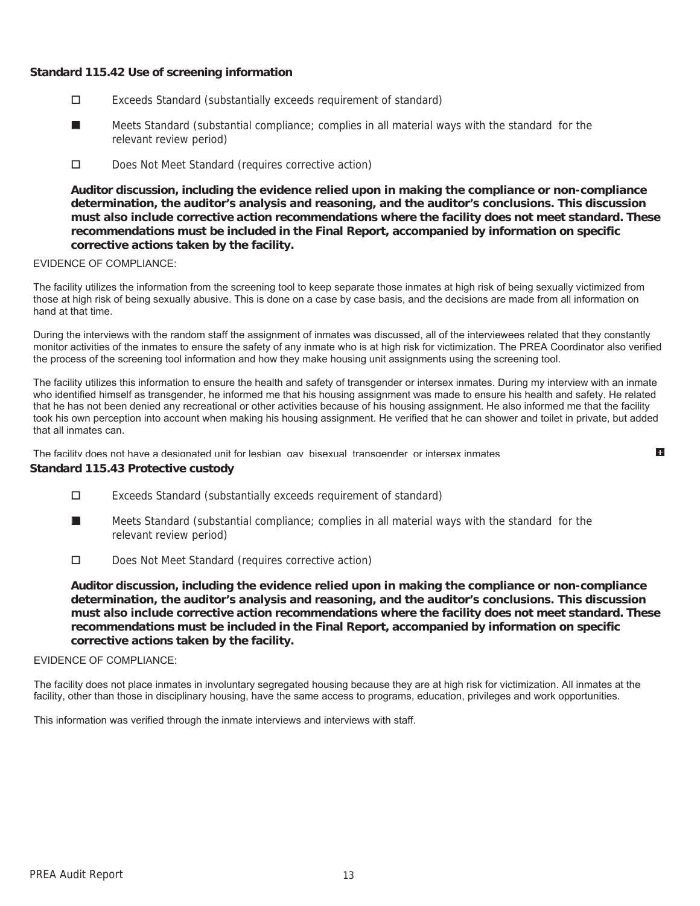**Standard 115.42 Use of screening information**

- ☐ Exceeds Standard (substantially exceeds requirement of standard)
- ■ Meets Standard (substantial compliance; complies in all material ways with the standard for the relevant review period)
- ☐ Does Not Meet Standard (requires corrective action)

**Auditor discussion, including the evidence relied upon in making the compliance or non-compliance determination, the auditor's analysis and reasoning, and the auditor's conclusions. This discussion must also include corrective action recommendations where the facility does not meet standard. These recommendations must be included in the Final Report, accompanied by information on specific corrective actions taken by the facility.**

EVIDENCE OF COMPLIANCE:

The facility utilizes the information from the screening tool to keep separate those inmates at high risk of being sexually victimized from those at high risk of being sexually abusive. This is done on a case by case basis, and the decisions are made from all information on hand at that time.

During the interviews with the random staff the assignment of inmates was discussed, all of the interviewees related that they constantly monitor activities of the inmates to ensure the safety of any inmate who is at high risk for victimization. The PREA Coordinator also verified the process of the screening tool information and how they make housing unit assignments using the screening tool.

The facility utilizes this information to ensure the health and safety of transgender or intersex inmates. During my interview with an inmate who identified himself as transgender, he informed me that his housing assignment was made to ensure his health and safety. He related that he has not been denied any recreational or other activities because of his housing assignment. He also informed me that the facility took his own perception into account when making his housing assignment. He verified that he can shower and toilet in private, but added that all inmates can.

The facility does not have a designated unit for lesbian, gay, bisexual, transgender, or intersex inmates

**Standard 115.43 Protective custody**

- ☐ Exceeds Standard (substantially exceeds requirement of standard)
- ■ Meets Standard (substantial compliance; complies in all material ways with the standard for the relevant review period)
- ☐ Does Not Meet Standard (requires corrective action)

**Auditor discussion, including the evidence relied upon in making the compliance or non-compliance determination, the auditor's analysis and reasoning, and the auditor's conclusions. This discussion must also include corrective action recommendations where the facility does not meet standard. These recommendations must be included in the Final Report, accompanied by information on specific corrective actions taken by the facility.**

EVIDENCE OF COMPLIANCE:

The facility does not place inmates in involuntary segregated housing because they are at high risk for victimization. All inmates at the facility, other than those in disciplinary housing, have the same access to programs, education, privileges and work opportunities.

This information was verified through the inmate interviews and interviews with staff.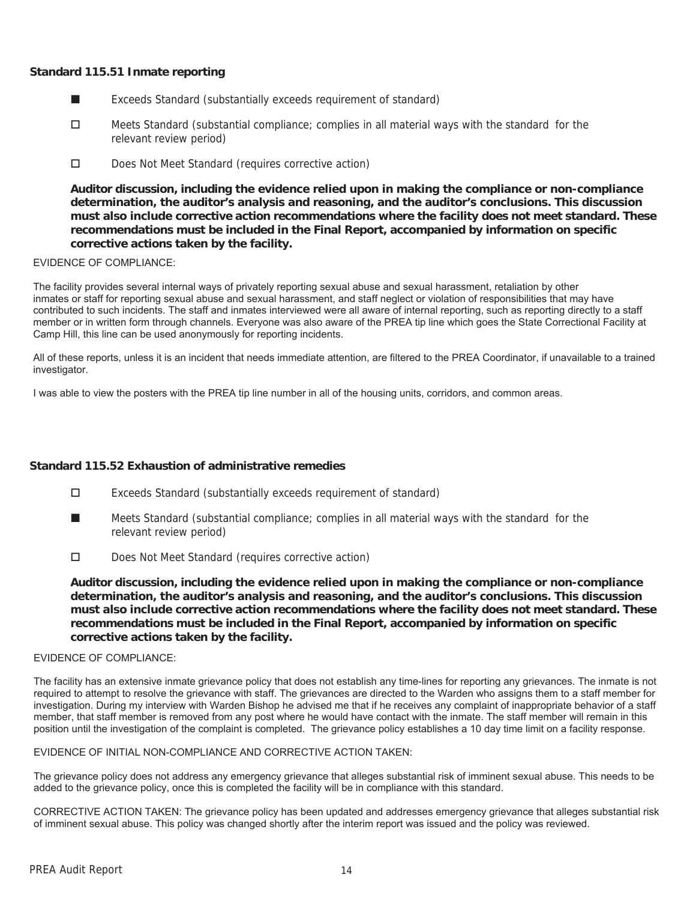### Standard 115.51 Inmate reporting

- ■ Exceeds Standard (substantially exceeds requirement of standard)
- ☐ Meets Standard (substantial compliance; complies in all material ways with the standard for the relevant review period)
- ☐ Does Not Meet Standard (requires corrective action)

**Auditor discussion, including the evidence relied upon in making the compliance or non-compliance determination, the auditor's analysis and reasoning, and the auditor's conclusions. This discussion must also include corrective action recommendations where the facility does not meet standard. These recommendations must be included in the Final Report, accompanied by information on specific corrective actions taken by the facility.**

EVIDENCE OF COMPLIANCE:

The facility provides several internal ways of privately reporting sexual abuse and sexual harassment, retaliation by other inmates or staff for reporting sexual abuse and sexual harassment, and staff neglect or violation of responsibilities that may have contributed to such incidents. The staff and inmates interviewed were all aware of internal reporting, such as reporting directly to a staff member or in written form through channels. Everyone was also aware of the PREA tip line which goes the State Correctional Facility at Camp Hill, this line can be used anonymously for reporting incidents.

All of these reports, unless it is an incident that needs immediate attention, are filtered to the PREA Coordinator, if unavailable to a trained investigator.

I was able to view the posters with the PREA tip line number in all of the housing units, corridors, and common areas.

### Standard 115.52 Exhaustion of administrative remedies

- ☐ Exceeds Standard (substantially exceeds requirement of standard)
- ■ Meets Standard (substantial compliance; complies in all material ways with the standard for the relevant review period)
- ☐ Does Not Meet Standard (requires corrective action)

**Auditor discussion, including the evidence relied upon in making the compliance or non-compliance determination, the auditor's analysis and reasoning, and the auditor's conclusions. This discussion must also include corrective action recommendations where the facility does not meet standard. These recommendations must be included in the Final Report, accompanied by information on specific corrective actions taken by the facility.**

EVIDENCE OF COMPLIANCE:

The facility has an extensive inmate grievance policy that does not establish any time-lines for reporting any grievances. The inmate is not required to attempt to resolve the grievance with staff. The grievances are directed to the Warden who assigns them to a staff member for investigation. During my interview with Warden Bishop he advised me that if he receives any complaint of inappropriate behavior of a staff member, that staff member is removed from any post where he would have contact with the inmate. The staff member will remain in this position until the investigation of the complaint is completed. The grievance policy establishes a 10 day time limit on a facility response.

EVIDENCE OF INITIAL NON-COMPLIANCE AND CORRECTIVE ACTION TAKEN:

The grievance policy does not address any emergency grievance that alleges substantial risk of imminent sexual abuse. This needs to be added to the grievance policy, once this is completed the facility will be in compliance with this standard.

CORRECTIVE ACTION TAKEN: The grievance policy has been updated and addresses emergency grievance that alleges substantial risk of imminent sexual abuse. This policy was changed shortly after the interim report was issued and the policy was reviewed.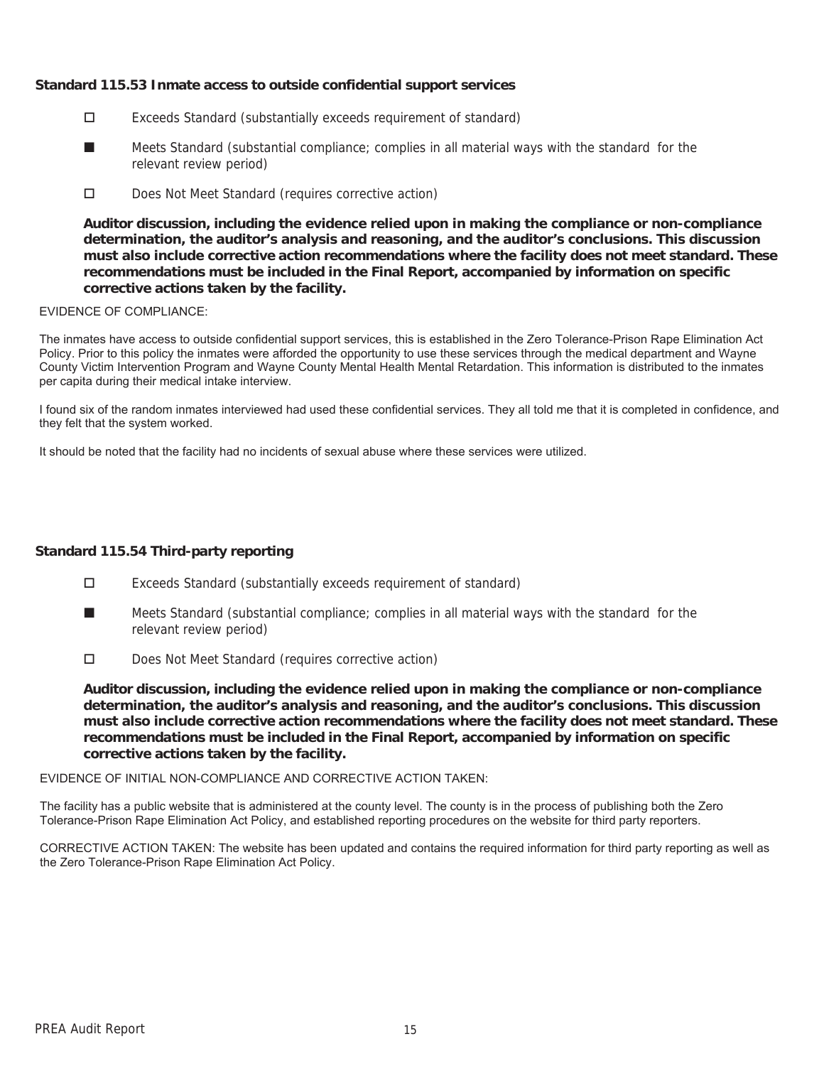### Standard 115.53 Inmate access to outside confidential support services

- ☐ Exceeds Standard (substantially exceeds requirement of standard)
- ■ Meets Standard (substantial compliance; complies in all material ways with the standard for the relevant review period)
- ☐ Does Not Meet Standard (requires corrective action)

**Auditor discussion, including the evidence relied upon in making the compliance or non-compliance determination, the auditor's analysis and reasoning, and the auditor's conclusions. This discussion must also include corrective action recommendations where the facility does not meet standard. These recommendations must be included in the Final Report, accompanied by information on specific corrective actions taken by the facility.**

EVIDENCE OF COMPLIANCE:

The inmates have access to outside confidential support services, this is established in the Zero Tolerance-Prison Rape Elimination Act Policy. Prior to this policy the inmates were afforded the opportunity to use these services through the medical department and Wayne County Victim Intervention Program and Wayne County Mental Health Mental Retardation. This information is distributed to the inmates per capita during their medical intake interview.

I found six of the random inmates interviewed had used these confidential services. They all told me that it is completed in confidence, and they felt that the system worked.

It should be noted that the facility had no incidents of sexual abuse where these services were utilized.

### Standard 115.54 Third-party reporting

- ☐ Exceeds Standard (substantially exceeds requirement of standard)
- ■ Meets Standard (substantial compliance; complies in all material ways with the standard for the relevant review period)
- ☐ Does Not Meet Standard (requires corrective action)

**Auditor discussion, including the evidence relied upon in making the compliance or non-compliance determination, the auditor's analysis and reasoning, and the auditor's conclusions. This discussion must also include corrective action recommendations where the facility does not meet standard. These recommendations must be included in the Final Report, accompanied by information on specific corrective actions taken by the facility.**

EVIDENCE OF INITIAL NON-COMPLIANCE AND CORRECTIVE ACTION TAKEN:

The facility has a public website that is administered at the county level. The county is in the process of publishing both the Zero Tolerance-Prison Rape Elimination Act Policy, and established reporting procedures on the website for third party reporters.

CORRECTIVE ACTION TAKEN: The website has been updated and contains the required information for third party reporting as well as the Zero Tolerance-Prison Rape Elimination Act Policy.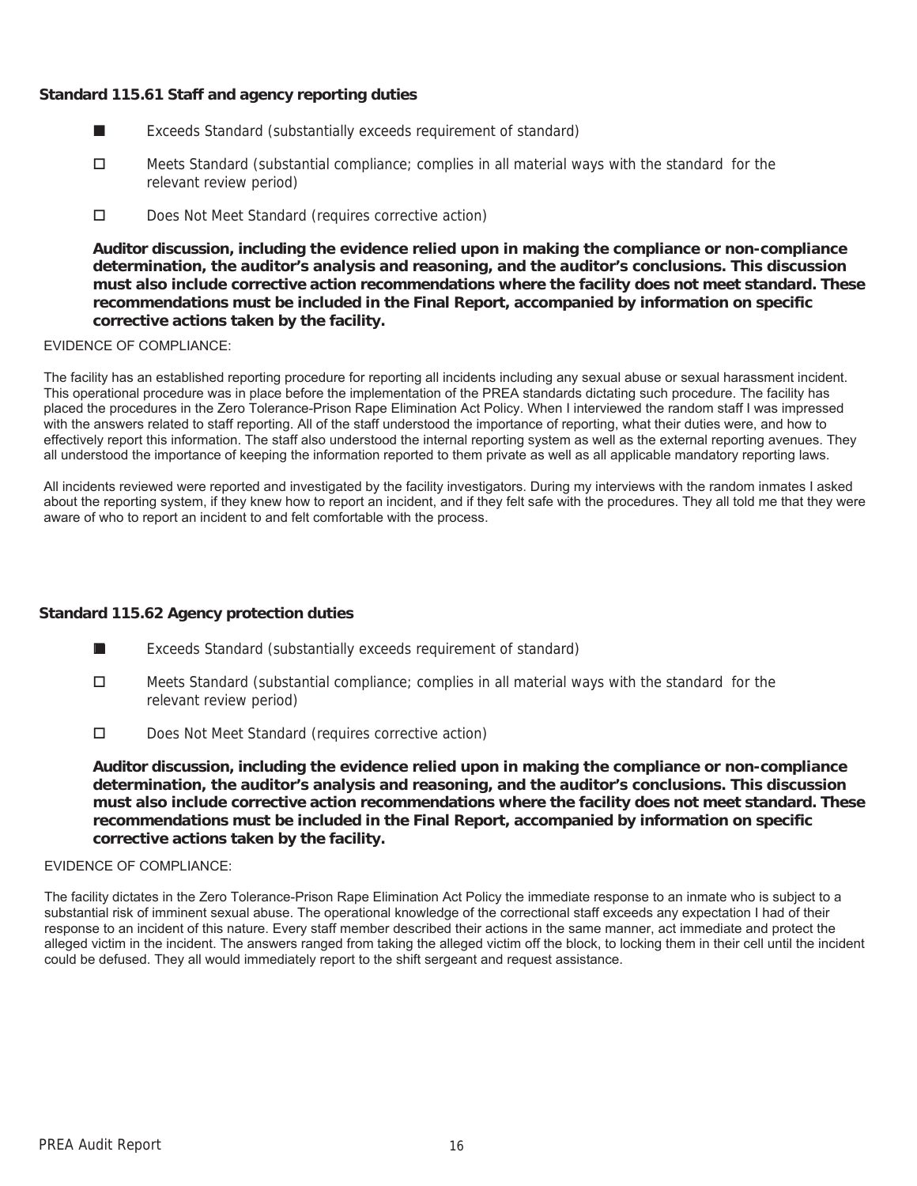### Standard 115.61 Staff and agency reporting duties

- ■ Exceeds Standard (substantially exceeds requirement of standard)
- ☐ Meets Standard (substantial compliance; complies in all material ways with the standard for the relevant review period)
- ☐ Does Not Meet Standard (requires corrective action)

**Auditor discussion, including the evidence relied upon in making the compliance or non-compliance determination, the auditor's analysis and reasoning, and the auditor's conclusions. This discussion must also include corrective action recommendations where the facility does not meet standard. These recommendations must be included in the Final Report, accompanied by information on specific corrective actions taken by the facility.**

EVIDENCE OF COMPLIANCE:

The facility has an established reporting procedure for reporting all incidents including any sexual abuse or sexual harassment incident. This operational procedure was in place before the implementation of the PREA standards dictating such procedure. The facility has placed the procedures in the Zero Tolerance-Prison Rape Elimination Act Policy. When I interviewed the random staff I was impressed with the answers related to staff reporting. All of the staff understood the importance of reporting, what their duties were, and how to effectively report this information. The staff also understood the internal reporting system as well as the external reporting avenues. They all understood the importance of keeping the information reported to them private as well as all applicable mandatory reporting laws.

All incidents reviewed were reported and investigated by the facility investigators. During my interviews with the random inmates I asked about the reporting system, if they knew how to report an incident, and if they felt safe with the procedures. They all told me that they were aware of who to report an incident to and felt comfortable with the process.

### Standard 115.62 Agency protection duties

- ■ Exceeds Standard (substantially exceeds requirement of standard)
- ☐ Meets Standard (substantial compliance; complies in all material ways with the standard for the relevant review period)
- ☐ Does Not Meet Standard (requires corrective action)

**Auditor discussion, including the evidence relied upon in making the compliance or non-compliance determination, the auditor's analysis and reasoning, and the auditor's conclusions. This discussion must also include corrective action recommendations where the facility does not meet standard. These recommendations must be included in the Final Report, accompanied by information on specific corrective actions taken by the facility.**

EVIDENCE OF COMPLIANCE:

The facility dictates in the Zero Tolerance-Prison Rape Elimination Act Policy the immediate response to an inmate who is subject to a substantial risk of imminent sexual abuse. The operational knowledge of the correctional staff exceeds any expectation I had of their response to an incident of this nature. Every staff member described their actions in the same manner, act immediate and protect the alleged victim in the incident. The answers ranged from taking the alleged victim off the block, to locking them in their cell until the incident could be defused. They all would immediately report to the shift sergeant and request assistance.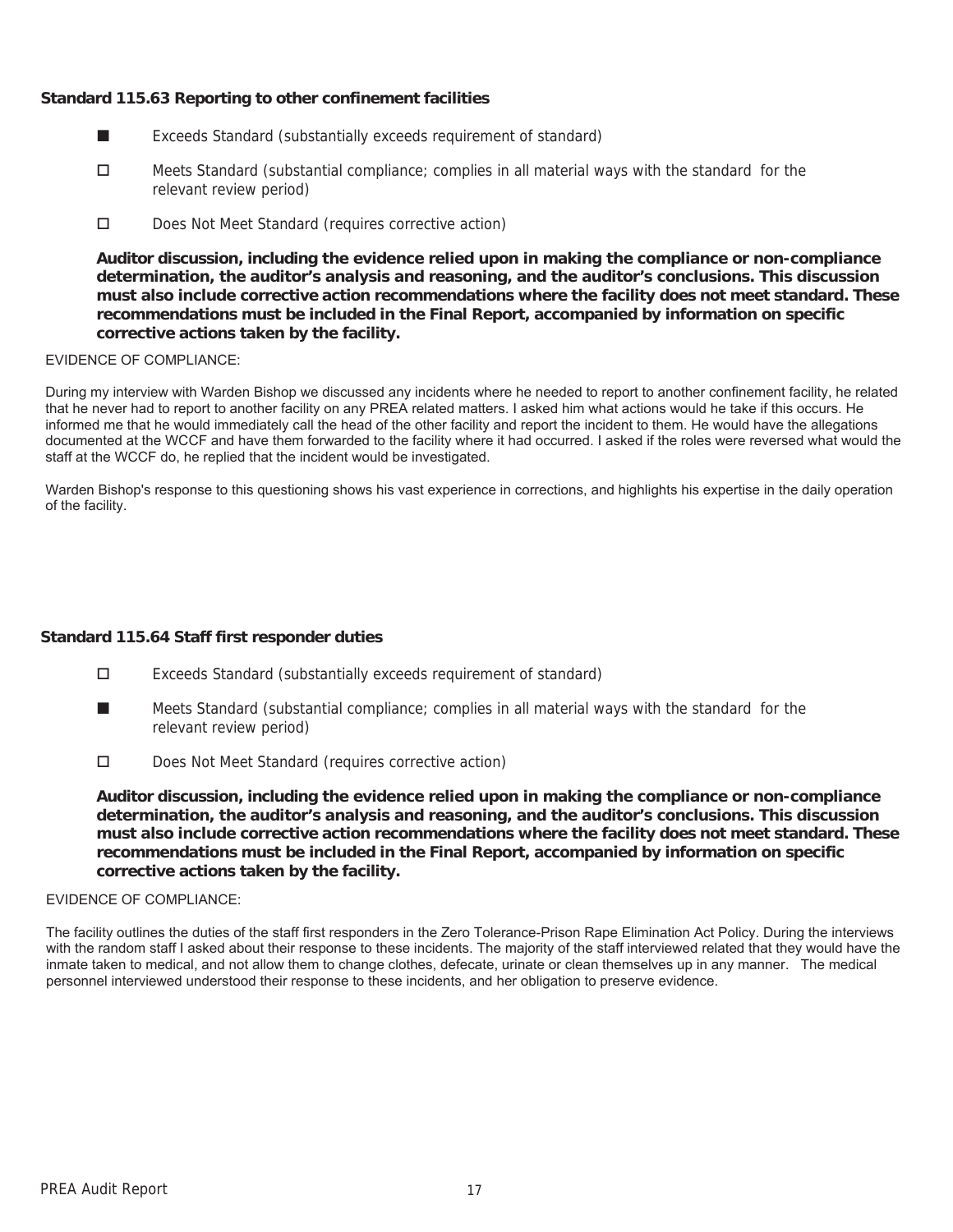### Standard 115.63 Reporting to other confinement facilities

■ Exceeds Standard (substantially exceeds requirement of standard)

☐ Meets Standard (substantial compliance; complies in all material ways with the standard for the relevant review period)

☐ Does Not Meet Standard (requires corrective action)

**Auditor discussion, including the evidence relied upon in making the compliance or non-compliance determination, the auditor's analysis and reasoning, and the auditor's conclusions. This discussion must also include corrective action recommendations where the facility does not meet standard. These recommendations must be included in the Final Report, accompanied by information on specific corrective actions taken by the facility.**

EVIDENCE OF COMPLIANCE:

During my interview with Warden Bishop we discussed any incidents where he needed to report to another confinement facility, he related that he never had to report to another facility on any PREA related matters. I asked him what actions would he take if this occurs. He informed me that he would immediately call the head of the other facility and report the incident to them. He would have the allegations documented at the WCCF and have them forwarded to the facility where it had occurred. I asked if the roles were reversed what would the staff at the WCCF do, he replied that the incident would be investigated.

Warden Bishop's response to this questioning shows his vast experience in corrections, and highlights his expertise in the daily operation of the facility.

### Standard 115.64 Staff first responder duties

☐ Exceeds Standard (substantially exceeds requirement of standard)

■ Meets Standard (substantial compliance; complies in all material ways with the standard for the relevant review period)

☐ Does Not Meet Standard (requires corrective action)

**Auditor discussion, including the evidence relied upon in making the compliance or non-compliance determination, the auditor's analysis and reasoning, and the auditor's conclusions. This discussion must also include corrective action recommendations where the facility does not meet standard. These recommendations must be included in the Final Report, accompanied by information on specific corrective actions taken by the facility.**

EVIDENCE OF COMPLIANCE:

The facility outlines the duties of the staff first responders in the Zero Tolerance-Prison Rape Elimination Act Policy. During the interviews with the random staff I asked about their response to these incidents. The majority of the staff interviewed related that they would have the inmate taken to medical, and not allow them to change clothes, defecate, urinate or clean themselves up in any manner. The medical personnel interviewed understood their response to these incidents, and her obligation to preserve evidence.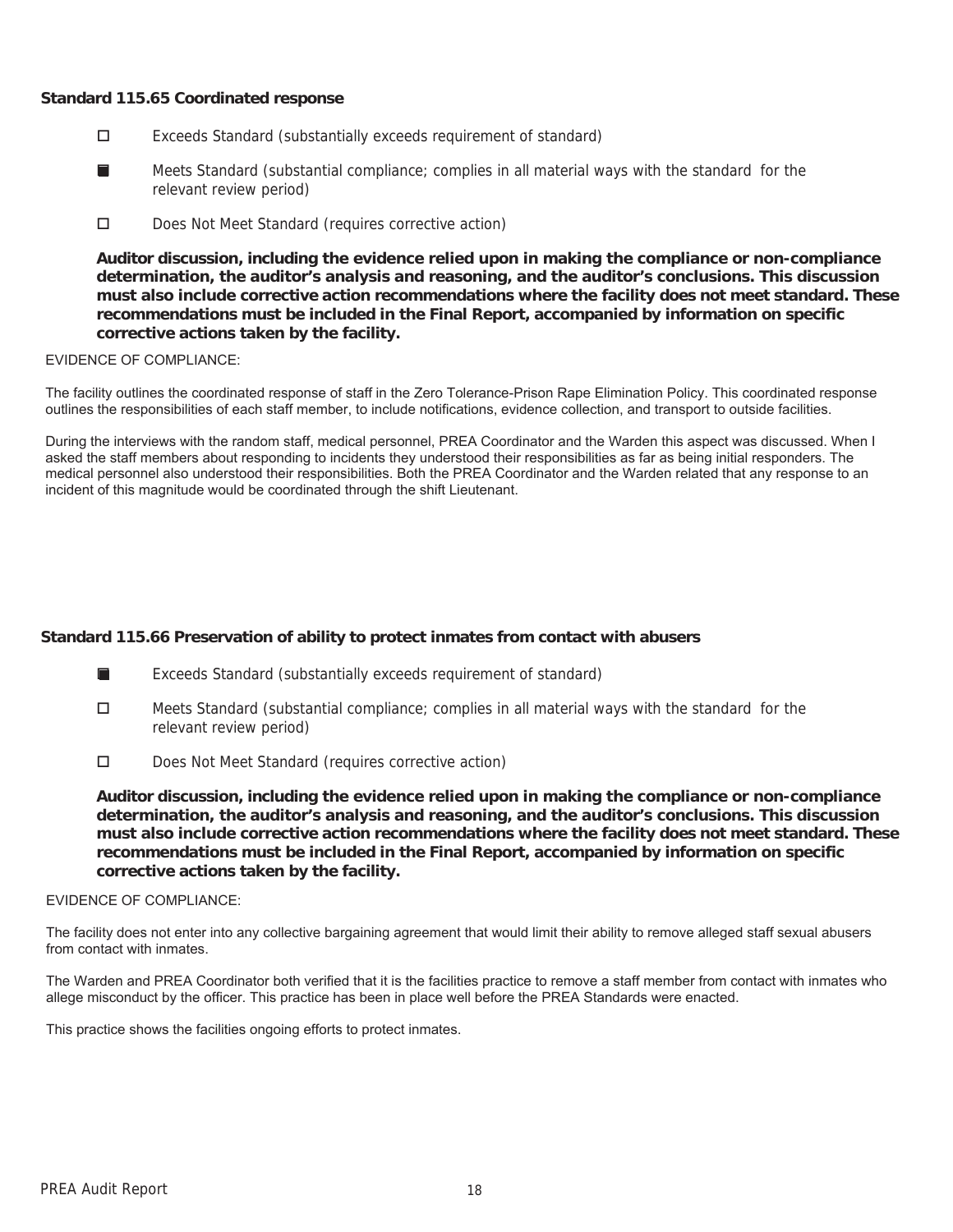### Standard 115.65 Coordinated response

- ☐ Exceeds Standard (substantially exceeds requirement of standard)
- ☒ Meets Standard (substantial compliance; complies in all material ways with the standard for the relevant review period)
- ☐ Does Not Meet Standard (requires corrective action)

**Auditor discussion, including the evidence relied upon in making the compliance or non-compliance determination, the auditor's analysis and reasoning, and the auditor's conclusions. This discussion must also include corrective action recommendations where the facility does not meet standard. These recommendations must be included in the Final Report, accompanied by information on specific corrective actions taken by the facility.**

EVIDENCE OF COMPLIANCE:

The facility outlines the coordinated response of staff in the Zero Tolerance-Prison Rape Elimination Policy. This coordinated response outlines the responsibilities of each staff member, to include notifications, evidence collection, and transport to outside facilities.

During the interviews with the random staff, medical personnel, PREA Coordinator and the Warden this aspect was discussed. When I asked the staff members about responding to incidents they understood their responsibilities as far as being initial responders. The medical personnel also understood their responsibilities. Both the PREA Coordinator and the Warden related that any response to an incident of this magnitude would be coordinated through the shift Lieutenant.

### Standard 115.66 Preservation of ability to protect inmates from contact with abusers

- ☒ Exceeds Standard (substantially exceeds requirement of standard)
- ☐ Meets Standard (substantial compliance; complies in all material ways with the standard for the relevant review period)
- ☐ Does Not Meet Standard (requires corrective action)

**Auditor discussion, including the evidence relied upon in making the compliance or non-compliance determination, the auditor's analysis and reasoning, and the auditor's conclusions. This discussion must also include corrective action recommendations where the facility does not meet standard. These recommendations must be included in the Final Report, accompanied by information on specific corrective actions taken by the facility.**

EVIDENCE OF COMPLIANCE:

The facility does not enter into any collective bargaining agreement that would limit their ability to remove alleged staff sexual abusers from contact with inmates.

The Warden and PREA Coordinator both verified that it is the facilities practice to remove a staff member from contact with inmates who allege misconduct by the officer. This practice has been in place well before the PREA Standards were enacted.

This practice shows the facilities ongoing efforts to protect inmates.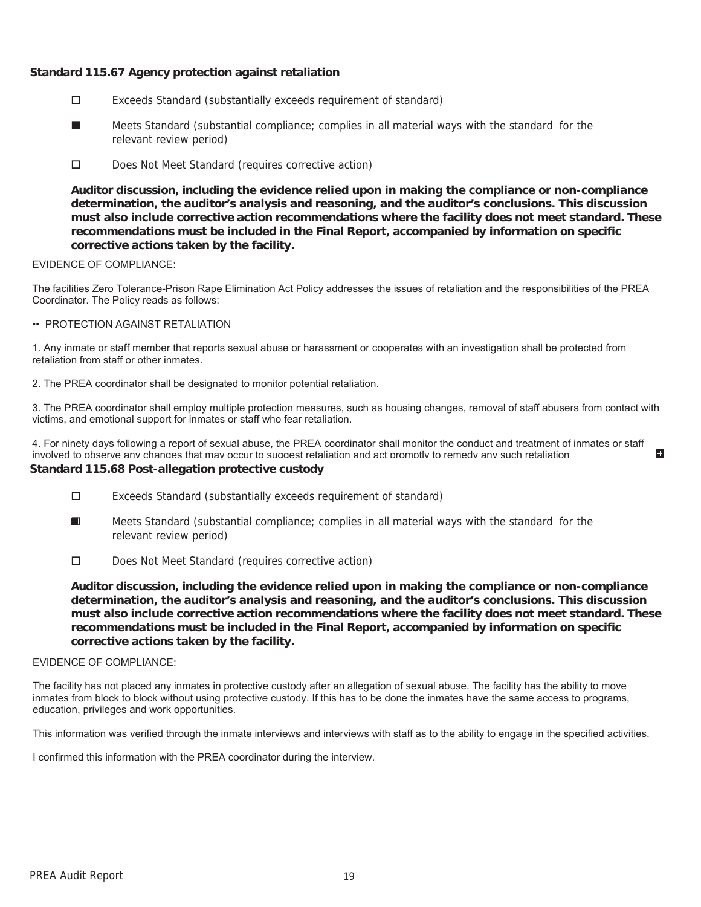### Standard 115.67 Agency protection against retaliation

- ☐ Exceeds Standard (substantially exceeds requirement of standard)
- ■ Meets Standard (substantial compliance; complies in all material ways with the standard for the relevant review period)
- ☐ Does Not Meet Standard (requires corrective action)

**Auditor discussion, including the evidence relied upon in making the compliance or non-compliance determination, the auditor's analysis and reasoning, and the auditor's conclusions. This discussion must also include corrective action recommendations where the facility does not meet standard. These recommendations must be included in the Final Report, accompanied by information on specific corrective actions taken by the facility.**

EVIDENCE OF COMPLIANCE:

The facilities Zero Tolerance-Prison Rape Elimination Act Policy addresses the issues of retaliation and the responsibilities of the PREA Coordinator. The Policy reads as follows:

•• PROTECTION AGAINST RETALIATION

1. Any inmate or staff member that reports sexual abuse or harassment or cooperates with an investigation shall be protected from retaliation from staff or other inmates.

2. The PREA coordinator shall be designated to monitor potential retaliation.

3. The PREA coordinator shall employ multiple protection measures, such as housing changes, removal of staff abusers from contact with victims, and emotional support for inmates or staff who fear retaliation.

4. For ninety days following a report of sexual abuse, the PREA coordinator shall monitor the conduct and treatment of inmates or staff involved to observe any changes that may occur to suggest retaliation and act promptly to remedy any such retaliation

### Standard 115.68 Post-allegation protective custody

- ☐ Exceeds Standard (substantially exceeds requirement of standard)
- ■ Meets Standard (substantial compliance; complies in all material ways with the standard for the relevant review period)
- ☐ Does Not Meet Standard (requires corrective action)

**Auditor discussion, including the evidence relied upon in making the compliance or non-compliance determination, the auditor's analysis and reasoning, and the auditor's conclusions. This discussion must also include corrective action recommendations where the facility does not meet standard. These recommendations must be included in the Final Report, accompanied by information on specific corrective actions taken by the facility.**

EVIDENCE OF COMPLIANCE:

The facility has not placed any inmates in protective custody after an allegation of sexual abuse. The facility has the ability to move inmates from block to block without using protective custody. If this has to be done the inmates have the same access to programs, education, privileges and work opportunities.

This information was verified through the inmate interviews and interviews with staff as to the ability to engage in the specified activities.

I confirmed this information with the PREA coordinator during the interview.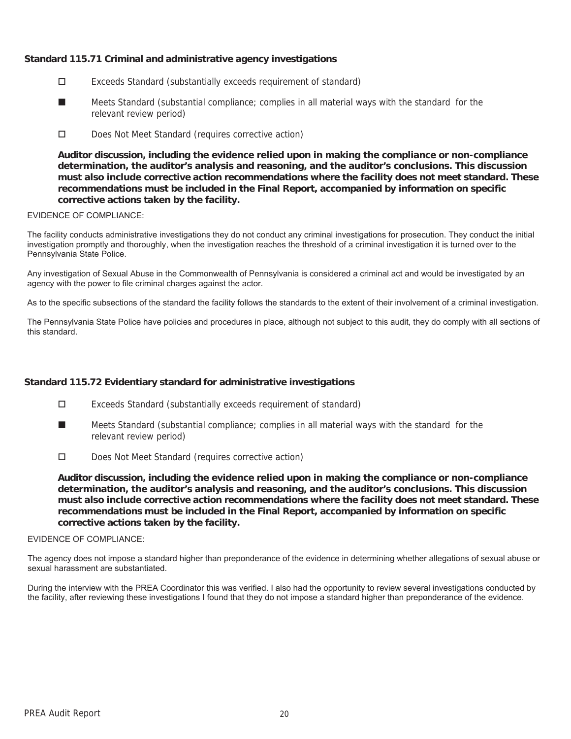### Standard 115.71 Criminal and administrative agency investigations

- ☐ Exceeds Standard (substantially exceeds requirement of standard)
- ■ Meets Standard (substantial compliance; complies in all material ways with the standard for the relevant review period)
- ☐ Does Not Meet Standard (requires corrective action)

**Auditor discussion, including the evidence relied upon in making the compliance or non-compliance determination, the auditor's analysis and reasoning, and the auditor's conclusions. This discussion must also include corrective action recommendations where the facility does not meet standard. These recommendations must be included in the Final Report, accompanied by information on specific corrective actions taken by the facility.**

EVIDENCE OF COMPLIANCE:

The facility conducts administrative investigations they do not conduct any criminal investigations for prosecution. They conduct the initial investigation promptly and thoroughly, when the investigation reaches the threshold of a criminal investigation it is turned over to the Pennsylvania State Police.

Any investigation of Sexual Abuse in the Commonwealth of Pennsylvania is considered a criminal act and would be investigated by an agency with the power to file criminal charges against the actor.

As to the specific subsections of the standard the facility follows the standards to the extent of their involvement of a criminal investigation.

The Pennsylvania State Police have policies and procedures in place, although not subject to this audit, they do comply with all sections of this standard.

### Standard 115.72 Evidentiary standard for administrative investigations

- ☐ Exceeds Standard (substantially exceeds requirement of standard)
- ■ Meets Standard (substantial compliance; complies in all material ways with the standard for the relevant review period)
- ☐ Does Not Meet Standard (requires corrective action)

**Auditor discussion, including the evidence relied upon in making the compliance or non-compliance determination, the auditor's analysis and reasoning, and the auditor's conclusions. This discussion must also include corrective action recommendations where the facility does not meet standard. These recommendations must be included in the Final Report, accompanied by information on specific corrective actions taken by the facility.**

EVIDENCE OF COMPLIANCE:

The agency does not impose a standard higher than preponderance of the evidence in determining whether allegations of sexual abuse or sexual harassment are substantiated.

During the interview with the PREA Coordinator this was verified. I also had the opportunity to review several investigations conducted by the facility, after reviewing these investigations I found that they do not impose a standard higher than preponderance of the evidence.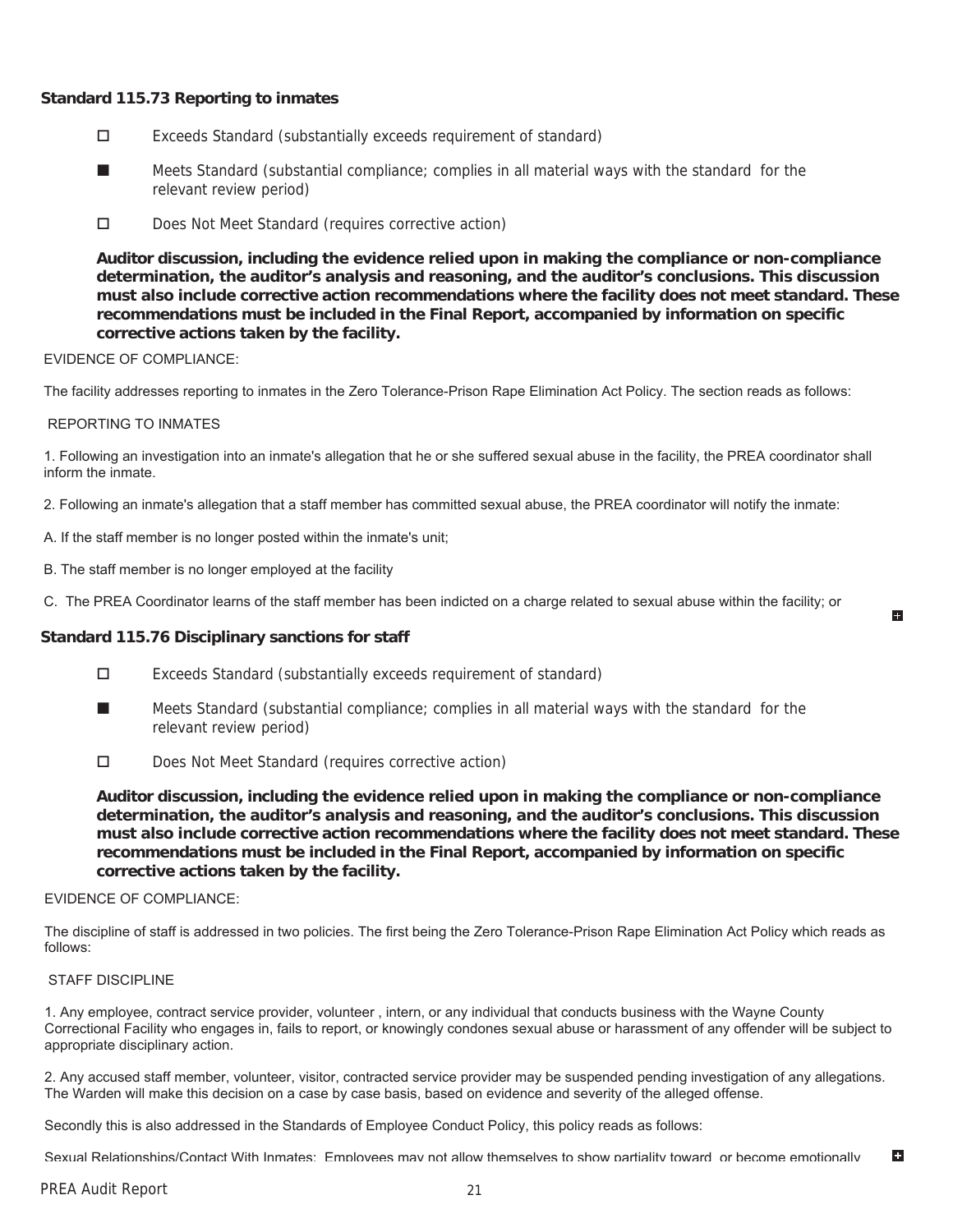### Standard 115.73 Reporting to inmates

- ☐ Exceeds Standard (substantially exceeds requirement of standard)
- ■ Meets Standard (substantial compliance; complies in all material ways with the standard for the relevant review period)
- ☐ Does Not Meet Standard (requires corrective action)

**Auditor discussion, including the evidence relied upon in making the compliance or non-compliance determination, the auditor's analysis and reasoning, and the auditor's conclusions. This discussion must also include corrective action recommendations where the facility does not meet standard. These recommendations must be included in the Final Report, accompanied by information on specific corrective actions taken by the facility.**

EVIDENCE OF COMPLIANCE:

The facility addresses reporting to inmates in the Zero Tolerance-Prison Rape Elimination Act Policy. The section reads as follows:

REPORTING TO INMATES

1. Following an investigation into an inmate's allegation that he or she suffered sexual abuse in the facility, the PREA coordinator shall inform the inmate.

2. Following an inmate's allegation that a staff member has committed sexual abuse, the PREA coordinator will notify the inmate:

A. If the staff member is no longer posted within the inmate's unit;

B. The staff member is no longer employed at the facility

C. The PREA Coordinator learns of the staff member has been indicted on a charge related to sexual abuse within the facility; or

### Standard 115.76 Disciplinary sanctions for staff

- ☐ Exceeds Standard (substantially exceeds requirement of standard)
- ■ Meets Standard (substantial compliance; complies in all material ways with the standard for the relevant review period)
- ☐ Does Not Meet Standard (requires corrective action)

**Auditor discussion, including the evidence relied upon in making the compliance or non-compliance determination, the auditor's analysis and reasoning, and the auditor's conclusions. This discussion must also include corrective action recommendations where the facility does not meet standard. These recommendations must be included in the Final Report, accompanied by information on specific corrective actions taken by the facility.**

EVIDENCE OF COMPLIANCE:

The discipline of staff is addressed in two policies. The first being the Zero Tolerance-Prison Rape Elimination Act Policy which reads as follows:

STAFF DISCIPLINE

1. Any employee, contract service provider, volunteer , intern, or any individual that conducts business with the Wayne County Correctional Facility who engages in, fails to report, or knowingly condones sexual abuse or harassment of any offender will be subject to appropriate disciplinary action.

2. Any accused staff member, volunteer, visitor, contracted service provider may be suspended pending investigation of any allegations. The Warden will make this decision on a case by case basis, based on evidence and severity of the alleged offense.

Secondly this is also addressed in the Standards of Employee Conduct Policy, this policy reads as follows:

Sexual Relationships/Contact With Inmates: Employees may not allow themselves to show partiality toward, or become emotionally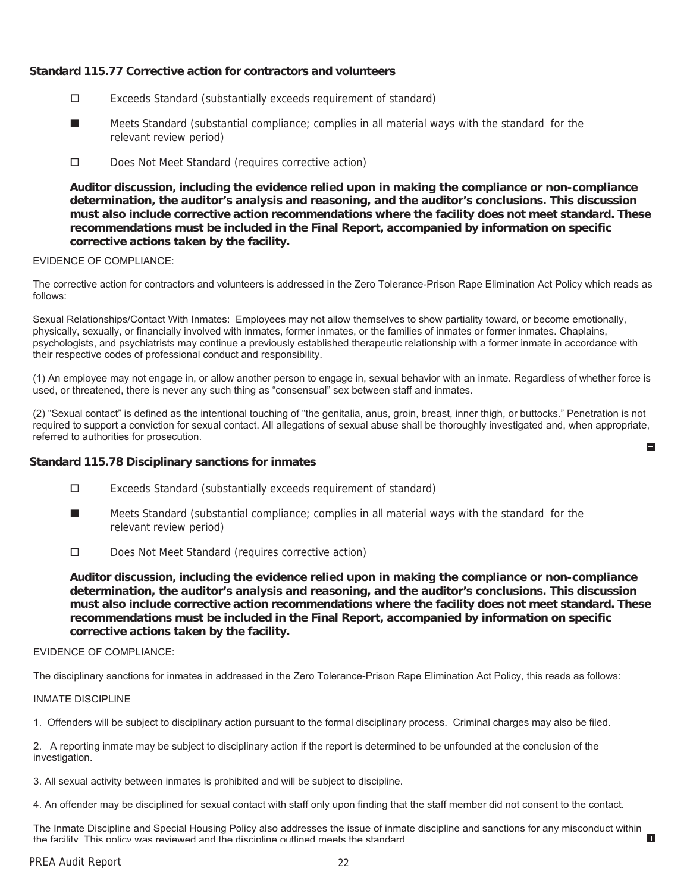### Standard 115.77 Corrective action for contractors and volunteers

- ☐ Exceeds Standard (substantially exceeds requirement of standard)
- ■ Meets Standard (substantial compliance; complies in all material ways with the standard for the relevant review period)
- ☐ Does Not Meet Standard (requires corrective action)

**Auditor discussion, including the evidence relied upon in making the compliance or non-compliance determination, the auditor's analysis and reasoning, and the auditor's conclusions. This discussion must also include corrective action recommendations where the facility does not meet standard. These recommendations must be included in the Final Report, accompanied by information on specific corrective actions taken by the facility.**

EVIDENCE OF COMPLIANCE:

The corrective action for contractors and volunteers is addressed in the Zero Tolerance-Prison Rape Elimination Act Policy which reads as follows:

Sexual Relationships/Contact With Inmates: Employees may not allow themselves to show partiality toward, or become emotionally, physically, sexually, or financially involved with inmates, former inmates, or the families of inmates or former inmates. Chaplains, psychologists, and psychiatrists may continue a previously established therapeutic relationship with a former inmate in accordance with their respective codes of professional conduct and responsibility.

(1) An employee may not engage in, or allow another person to engage in, sexual behavior with an inmate. Regardless of whether force is used, or threatened, there is never any such thing as "consensual" sex between staff and inmates.

(2) "Sexual contact" is defined as the intentional touching of "the genitalia, anus, groin, breast, inner thigh, or buttocks." Penetration is not required to support a conviction for sexual contact. All allegations of sexual abuse shall be thoroughly investigated and, when appropriate, referred to authorities for prosecution.

### Standard 115.78 Disciplinary sanctions for inmates

- ☐ Exceeds Standard (substantially exceeds requirement of standard)
- ■ Meets Standard (substantial compliance; complies in all material ways with the standard for the relevant review period)
- ☐ Does Not Meet Standard (requires corrective action)

**Auditor discussion, including the evidence relied upon in making the compliance or non-compliance determination, the auditor's analysis and reasoning, and the auditor's conclusions. This discussion must also include corrective action recommendations where the facility does not meet standard. These recommendations must be included in the Final Report, accompanied by information on specific corrective actions taken by the facility.**

EVIDENCE OF COMPLIANCE:

The disciplinary sanctions for inmates in addressed in the Zero Tolerance-Prison Rape Elimination Act Policy, this reads as follows:

INMATE DISCIPLINE

1. Offenders will be subject to disciplinary action pursuant to the formal disciplinary process. Criminal charges may also be filed.

2. A reporting inmate may be subject to disciplinary action if the report is determined to be unfounded at the conclusion of the investigation.

3. All sexual activity between inmates is prohibited and will be subject to discipline.

4. An offender may be disciplined for sexual contact with staff only upon finding that the staff member did not consent to the contact.

The Inmate Discipline and Special Housing Policy also addresses the issue of inmate discipline and sanctions for any misconduct within the facility. This policy was reviewed and the discipline outlined meets the standard.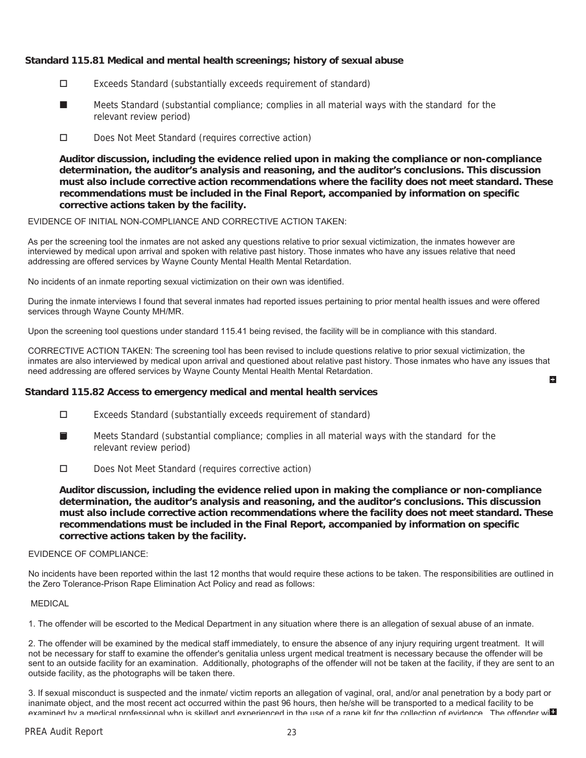## Standard 115.81 Medical and mental health screenings; history of sexual abuse

☐ Exceeds Standard (substantially exceeds requirement of standard)

■ Meets Standard (substantial compliance; complies in all material ways with the standard for the relevant review period)

☐ Does Not Meet Standard (requires corrective action)

**Auditor discussion, including the evidence relied upon in making the compliance or non-compliance determination, the auditor's analysis and reasoning, and the auditor's conclusions. This discussion must also include corrective action recommendations where the facility does not meet standard. These recommendations must be included in the Final Report, accompanied by information on specific corrective actions taken by the facility.**

EVIDENCE OF INITIAL NON-COMPLIANCE AND CORRECTIVE ACTION TAKEN:

As per the screening tool the inmates are not asked any questions relative to prior sexual victimization, the inmates however are interviewed by medical upon arrival and spoken with relative past history. Those inmates who have any issues relative that need addressing are offered services by Wayne County Mental Health Mental Retardation.

No incidents of an inmate reporting sexual victimization on their own was identified.

During the inmate interviews I found that several inmates had reported issues pertaining to prior mental health issues and were offered services through Wayne County MH/MR.

Upon the screening tool questions under standard 115.41 being revised, the facility will be in compliance with this standard.

CORRECTIVE ACTION TAKEN: The screening tool has been revised to include questions relative to prior sexual victimization, the inmates are also interviewed by medical upon arrival and questioned about relative past history. Those inmates who have any issues that need addressing are offered services by Wayne County Mental Health Mental Retardation.

## Standard 115.82 Access to emergency medical and mental health services

☐ Exceeds Standard (substantially exceeds requirement of standard)

■ Meets Standard (substantial compliance; complies in all material ways with the standard for the relevant review period)

☐ Does Not Meet Standard (requires corrective action)

**Auditor discussion, including the evidence relied upon in making the compliance or non-compliance determination, the auditor's analysis and reasoning, and the auditor's conclusions. This discussion must also include corrective action recommendations where the facility does not meet standard. These recommendations must be included in the Final Report, accompanied by information on specific corrective actions taken by the facility.**

EVIDENCE OF COMPLIANCE:

No incidents have been reported within the last 12 months that would require these actions to be taken. The responsibilities are outlined in the Zero Tolerance-Prison Rape Elimination Act Policy and read as follows:

MEDICAL

1. The offender will be escorted to the Medical Department in any situation where there is an allegation of sexual abuse of an inmate.

2. The offender will be examined by the medical staff immediately, to ensure the absence of any injury requiring urgent treatment. It will not be necessary for staff to examine the offender's genitalia unless urgent medical treatment is necessary because the offender will be sent to an outside facility for an examination. Additionally, photographs of the offender will not be taken at the facility, if they are sent to an outside facility, as the photographs will be taken there.

3. If sexual misconduct is suspected and the inmate/ victim reports an allegation of vaginal, oral, and/or anal penetration by a body part or inanimate object, and the most recent act occurred within the past 96 hours, then he/she will be transported to a medical facility to be examined by a medical professional who is skilled and experienced in the use of a rape kit for the collection of evidence. The offender wi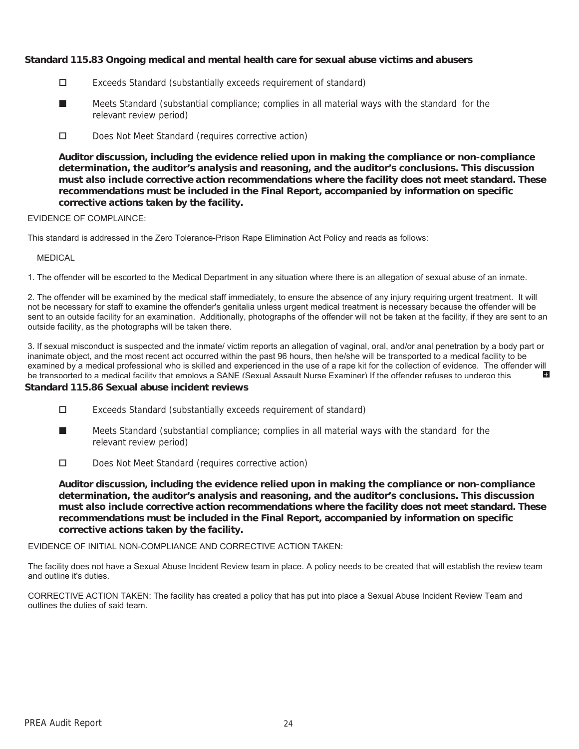### Standard 115.83 Ongoing medical and mental health care for sexual abuse victims and abusers

- ☐ Exceeds Standard (substantially exceeds requirement of standard)
- ■ Meets Standard (substantial compliance; complies in all material ways with the standard for the relevant review period)
- ☐ Does Not Meet Standard (requires corrective action)

**Auditor discussion, including the evidence relied upon in making the compliance or non-compliance determination, the auditor's analysis and reasoning, and the auditor's conclusions. This discussion must also include corrective action recommendations where the facility does not meet standard. These recommendations must be included in the Final Report, accompanied by information on specific corrective actions taken by the facility.**

EVIDENCE OF COMPLAINCE:

This standard is addressed in the Zero Tolerance-Prison Rape Elimination Act Policy and reads as follows:

MEDICAL

1. The offender will be escorted to the Medical Department in any situation where there is an allegation of sexual abuse of an inmate.

2. The offender will be examined by the medical staff immediately, to ensure the absence of any injury requiring urgent treatment. It will not be necessary for staff to examine the offender's genitalia unless urgent medical treatment is necessary because the offender will be sent to an outside facility for an examination. Additionally, photographs of the offender will not be taken at the facility, if they are sent to an outside facility, as the photographs will be taken there.

3. If sexual misconduct is suspected and the inmate/ victim reports an allegation of vaginal, oral, and/or anal penetration by a body part or inanimate object, and the most recent act occurred within the past 96 hours, then he/she will be transported to a medical facility to be examined by a medical professional who is skilled and experienced in the use of a rape kit for the collection of evidence. The offender will be transported to a medical facility that employs a SANE (Sexual Assault Nurse Examiner) If the offender refuses to undergo this

### Standard 115.86 Sexual abuse incident reviews

- ☐ Exceeds Standard (substantially exceeds requirement of standard)
- ■ Meets Standard (substantial compliance; complies in all material ways with the standard for the relevant review period)
- ☐ Does Not Meet Standard (requires corrective action)

**Auditor discussion, including the evidence relied upon in making the compliance or non-compliance determination, the auditor's analysis and reasoning, and the auditor's conclusions. This discussion must also include corrective action recommendations where the facility does not meet standard. These recommendations must be included in the Final Report, accompanied by information on specific corrective actions taken by the facility.**

EVIDENCE OF INITIAL NON-COMPLIANCE AND CORRECTIVE ACTION TAKEN:

The facility does not have a Sexual Abuse Incident Review team in place. A policy needs to be created that will establish the review team and outline it's duties.

CORRECTIVE ACTION TAKEN: The facility has created a policy that has put into place a Sexual Abuse Incident Review Team and outlines the duties of said team.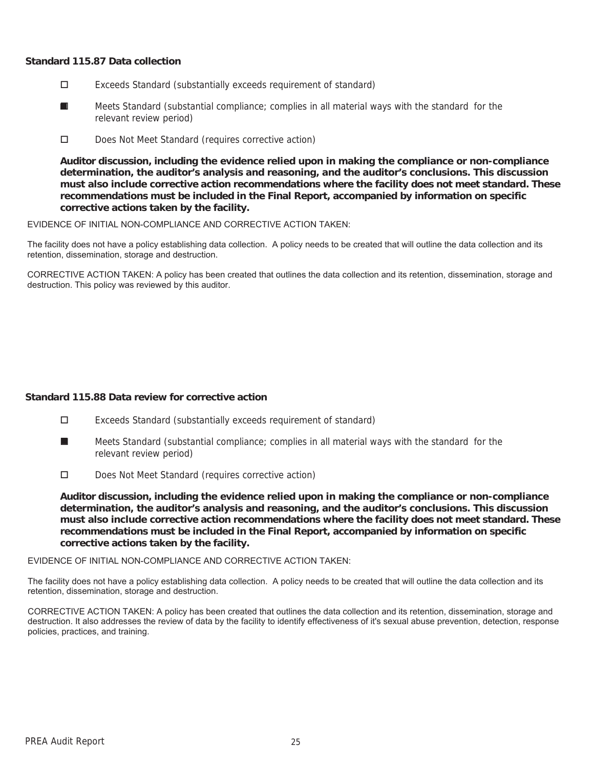**Standard 115.87 Data collection**

- ☐ Exceeds Standard (substantially exceeds requirement of standard)
- ■ Meets Standard (substantial compliance; complies in all material ways with the standard for the relevant review period)
- ☐ Does Not Meet Standard (requires corrective action)

**Auditor discussion, including the evidence relied upon in making the compliance or non-compliance determination, the auditor's analysis and reasoning, and the auditor's conclusions. This discussion must also include corrective action recommendations where the facility does not meet standard. These recommendations must be included in the Final Report, accompanied by information on specific corrective actions taken by the facility.**

EVIDENCE OF INITIAL NON-COMPLIANCE AND CORRECTIVE ACTION TAKEN:

The facility does not have a policy establishing data collection. A policy needs to be created that will outline the data collection and its retention, dissemination, storage and destruction.

CORRECTIVE ACTION TAKEN: A policy has been created that outlines the data collection and its retention, dissemination, storage and destruction. This policy was reviewed by this auditor.

**Standard 115.88 Data review for corrective action**

- ☐ Exceeds Standard (substantially exceeds requirement of standard)
- ■ Meets Standard (substantial compliance; complies in all material ways with the standard for the relevant review period)
- ☐ Does Not Meet Standard (requires corrective action)

**Auditor discussion, including the evidence relied upon in making the compliance or non-compliance determination, the auditor's analysis and reasoning, and the auditor's conclusions. This discussion must also include corrective action recommendations where the facility does not meet standard. These recommendations must be included in the Final Report, accompanied by information on specific corrective actions taken by the facility.**

EVIDENCE OF INITIAL NON-COMPLIANCE AND CORRECTIVE ACTION TAKEN:

The facility does not have a policy establishing data collection. A policy needs to be created that will outline the data collection and its retention, dissemination, storage and destruction.

CORRECTIVE ACTION TAKEN: A policy has been created that outlines the data collection and its retention, dissemination, storage and destruction. It also addresses the review of data by the facility to identify effectiveness of it's sexual abuse prevention, detection, response policies, practices, and training.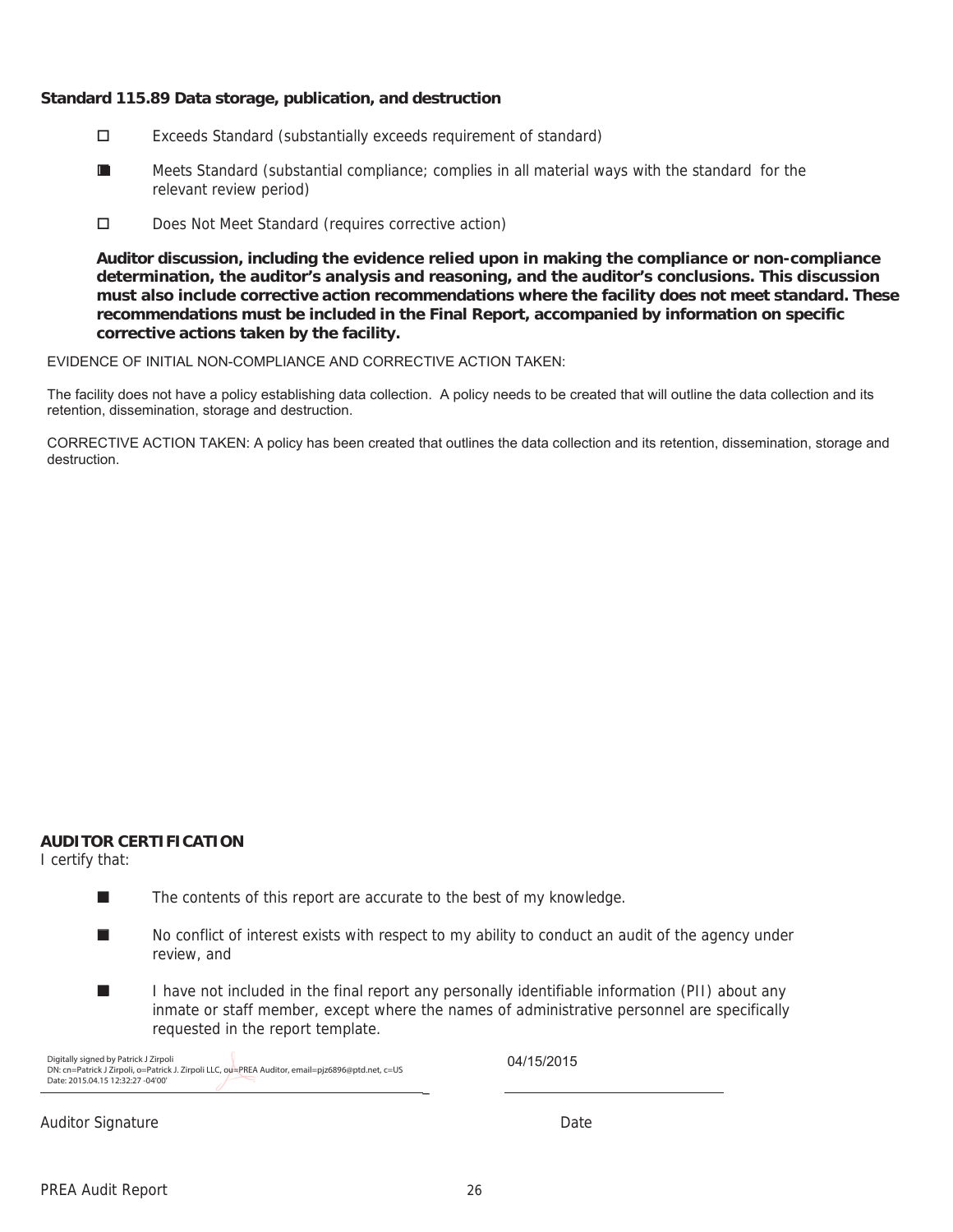**Standard 115.89 Data storage, publication, and destruction**

- ☐ Exceeds Standard (substantially exceeds requirement of standard)
- ■ Meets Standard (substantial compliance; complies in all material ways with the standard for the relevant review period)
- ☐ Does Not Meet Standard (requires corrective action)

**Auditor discussion, including the evidence relied upon in making the compliance or non-compliance determination, the auditor's analysis and reasoning, and the auditor's conclusions. This discussion must also include corrective action recommendations where the facility does not meet standard. These recommendations must be included in the Final Report, accompanied by information on specific corrective actions taken by the facility.**

EVIDENCE OF INITIAL NON-COMPLIANCE AND CORRECTIVE ACTION TAKEN:

The facility does not have a policy establishing data collection. A policy needs to be created that will outline the data collection and its retention, dissemination, storage and destruction.

CORRECTIVE ACTION TAKEN: A policy has been created that outlines the data collection and its retention, dissemination, storage and destruction.

**AUDITOR CERTIFICATION**

I certify that:

- ■ The contents of this report are accurate to the best of my knowledge.
- ■ No conflict of interest exists with respect to my ability to conduct an audit of the agency under review, and
- ■ I have not included in the final report any personally identifiable information (PII) about any inmate or staff member, except where the names of administrative personnel are specifically requested in the report template.

Digitally signed by Patrick J Zirpoli
DN: cn=Patrick J Zirpoli, o=Patrick J. Zirpoli LLC, ou=PREA Auditor, email=pjz6896@ptd.net, c=US
Date: 2015.04.15 12:32:27 -04'00'

04/15/2015

Auditor Signature | Date